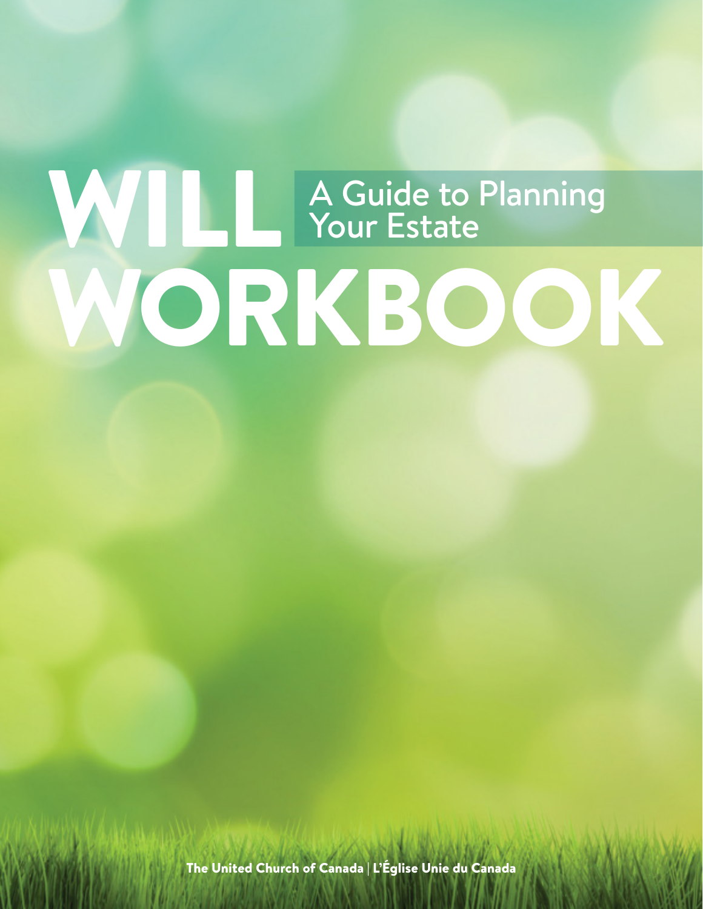# WILL WORKBOOK

## A Guide to Planning Your Estate

The United Church of Canada | L'Église Unie du Canada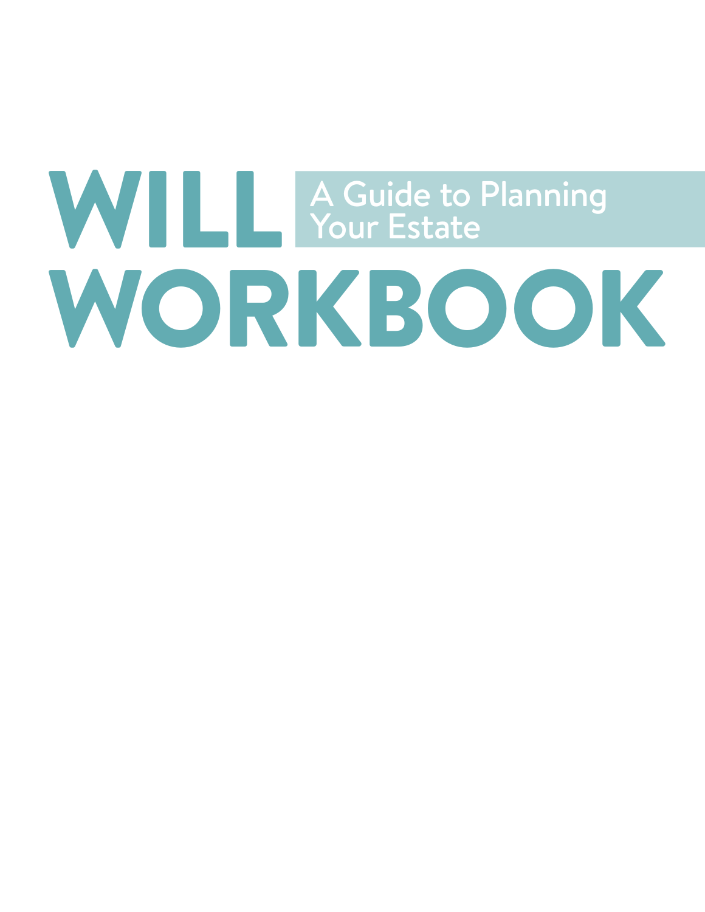# WILL WORKBOOK

## A Guide to Planning Your Estate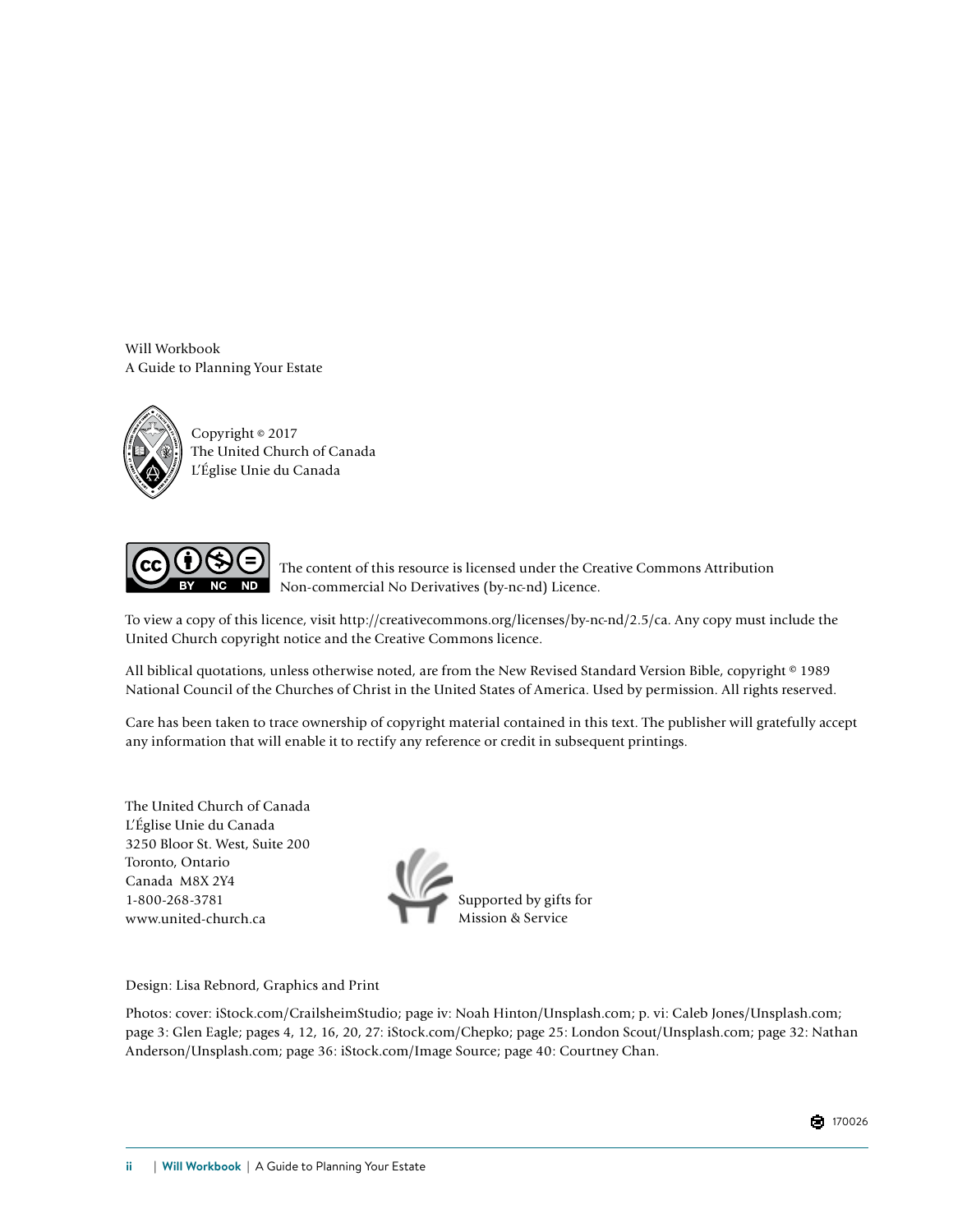Will Workbook
A Guide to Planning Your Estate

Copyright © 2017
The United Church of Canada
L'Église Unie du Canada

The content of this resource is licensed under the Creative Commons Attribution Non-commercial No Derivatives (by-nc-nd) Licence.

To view a copy of this licence, visit http://creativecommons.org/licenses/by-nc-nd/2.5/ca. Any copy must include the United Church copyright notice and the Creative Commons licence.

All biblical quotations, unless otherwise noted, are from the New Revised Standard Version Bible, copyright © 1989 National Council of the Churches of Christ in the United States of America. Used by permission. All rights reserved.

Care has been taken to trace ownership of copyright material contained in this text. The publisher will gratefully accept any information that will enable it to rectify any reference or credit in subsequent printings.

The United Church of Canada
L'Église Unie du Canada
3250 Bloor St. West, Suite 200
Toronto, Ontario
Canada M8X 2Y4
1-800-268-3781
www.united-church.ca

Supported by gifts for
Mission & Service

Design: Lisa Rebnord, Graphics and Print

Photos: cover: iStock.com/CrailsheimStudio; page iv: Noah Hinton/Unsplash.com; p. vi: Caleb Jones/Unsplash.com; page 3: Glen Eagle; pages 4, 12, 16, 20, 27: iStock.com/Chepko; page 25: London Scout/Unsplash.com; page 32: Nathan Anderson/Unsplash.com; page 36: iStock.com/Image Source; page 40: Courtney Chan.

170026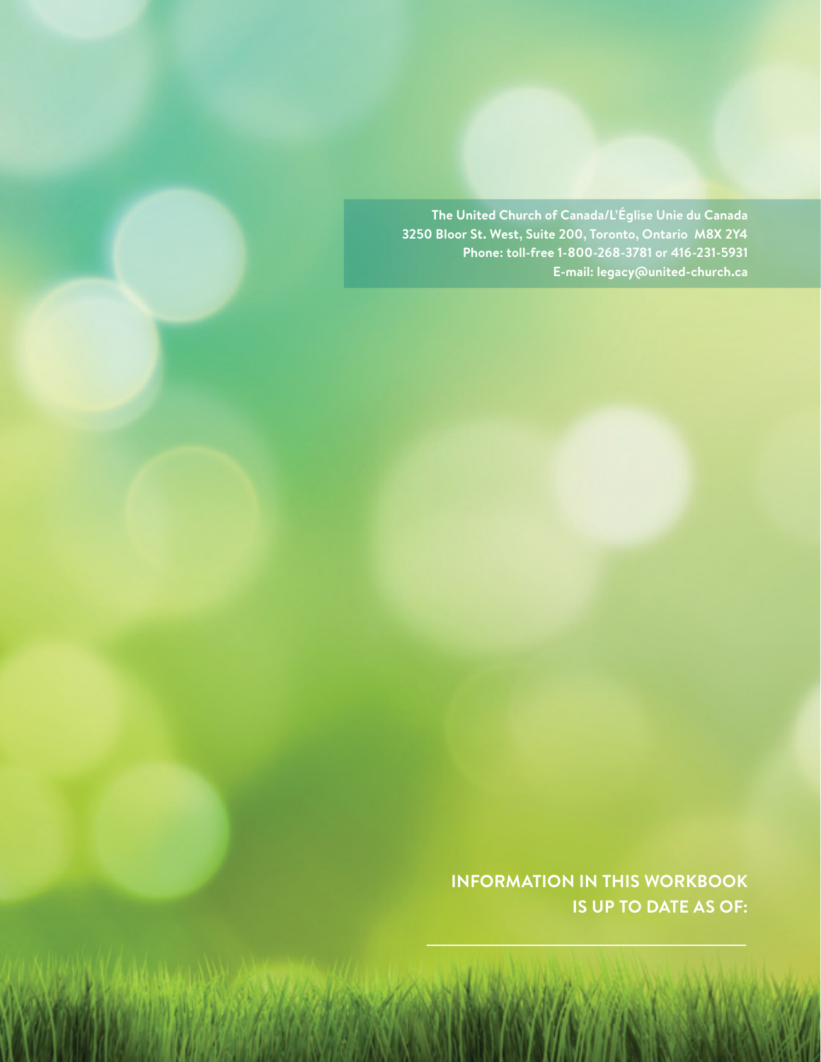The United Church of Canada/L'Église Unie du Canada
3250 Bloor St. West, Suite 200, Toronto, Ontario  M8X 2Y4
Phone: toll-free 1-800-268-3781 or 416-231-5931
E-mail: legacy@united-church.ca

**INFORMATION IN THIS WORKBOOK IS UP TO DATE AS OF:**

\_\_\_\_\_\_\_\_\_\_\_\_\_\_\_\_\_\_\_\_\_\_\_\_\_\_\_\_\_\_\_\_\_\_\_\_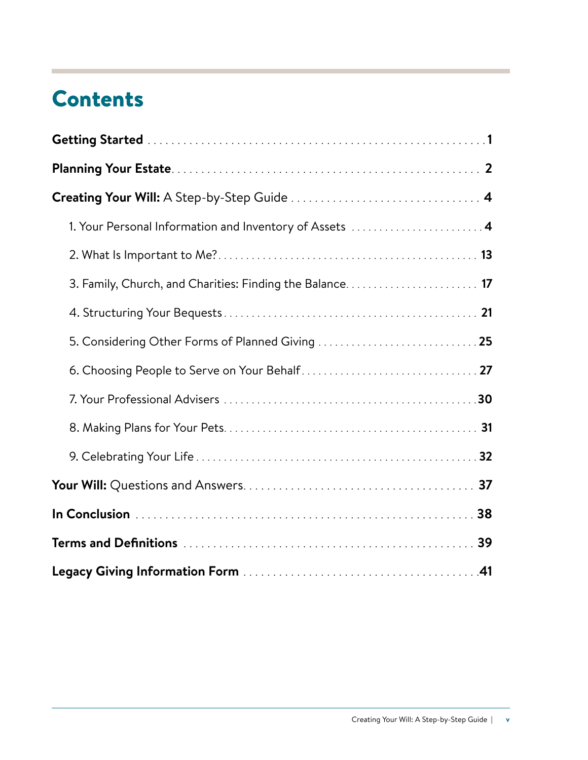# Contents

**Getting Started** . . . . . . . . . . . . . . . . . . . . . . . . . . . . . . . . . . . . . . . . . . . . . . . . . . . . . . . **1**

**Planning Your Estate** . . . . . . . . . . . . . . . . . . . . . . . . . . . . . . . . . . . . . . . . . . . . . . . . . . . **2**

**Creating Your Will:** A Step-by-Step Guide . . . . . . . . . . . . . . . . . . . . . . . . . . . . . . . . . **4**

1. Your Personal Information and Inventory of Assets . . . . . . . . . . . . . . . . . . . . . . . . **4**
2. What Is Important to Me? . . . . . . . . . . . . . . . . . . . . . . . . . . . . . . . . . . . . . . . . . . . . . **13**
3. Family, Church, and Charities: Finding the Balance . . . . . . . . . . . . . . . . . . . . . . . . **17**
4. Structuring Your Bequests . . . . . . . . . . . . . . . . . . . . . . . . . . . . . . . . . . . . . . . . . . . . . **21**
5. Considering Other Forms of Planned Giving . . . . . . . . . . . . . . . . . . . . . . . . . . . . . . **25**
6. Choosing People to Serve on Your Behalf . . . . . . . . . . . . . . . . . . . . . . . . . . . . . . . . **27**
7. Your Professional Advisers . . . . . . . . . . . . . . . . . . . . . . . . . . . . . . . . . . . . . . . . . . . . **30**
8. Making Plans for Your Pets . . . . . . . . . . . . . . . . . . . . . . . . . . . . . . . . . . . . . . . . . . . . **31**
9. Celebrating Your Life . . . . . . . . . . . . . . . . . . . . . . . . . . . . . . . . . . . . . . . . . . . . . . . . . **32**

**Your Will:** Questions and Answers . . . . . . . . . . . . . . . . . . . . . . . . . . . . . . . . . . . . . . . **37**

**In Conclusion** . . . . . . . . . . . . . . . . . . . . . . . . . . . . . . . . . . . . . . . . . . . . . . . . . . . . . . . . **38**

**Terms and Definitions** . . . . . . . . . . . . . . . . . . . . . . . . . . . . . . . . . . . . . . . . . . . . . . . . . **39**

**Legacy Giving Information Form** . . . . . . . . . . . . . . . . . . . . . . . . . . . . . . . . . . . . . . . . **41**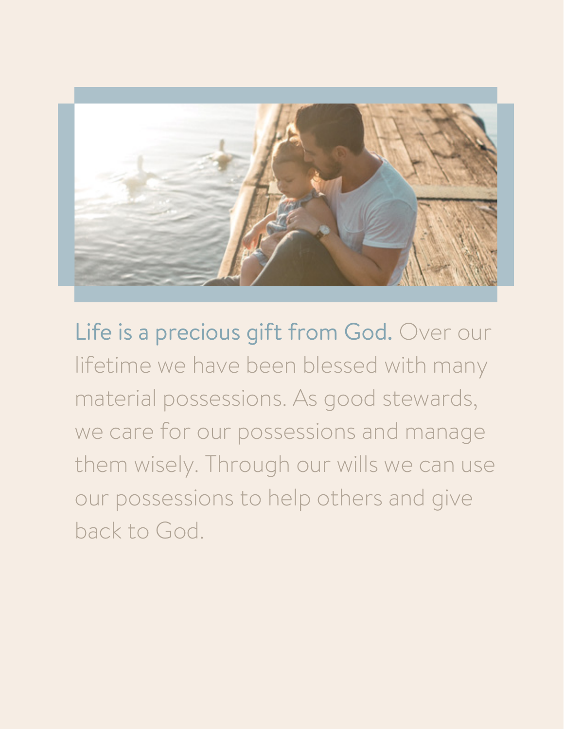**Life is a precious gift from God.** Over our lifetime we have been blessed with many material possessions. As good stewards, we care for our possessions and manage them wisely. Through our wills we can use our possessions to help others and give back to God.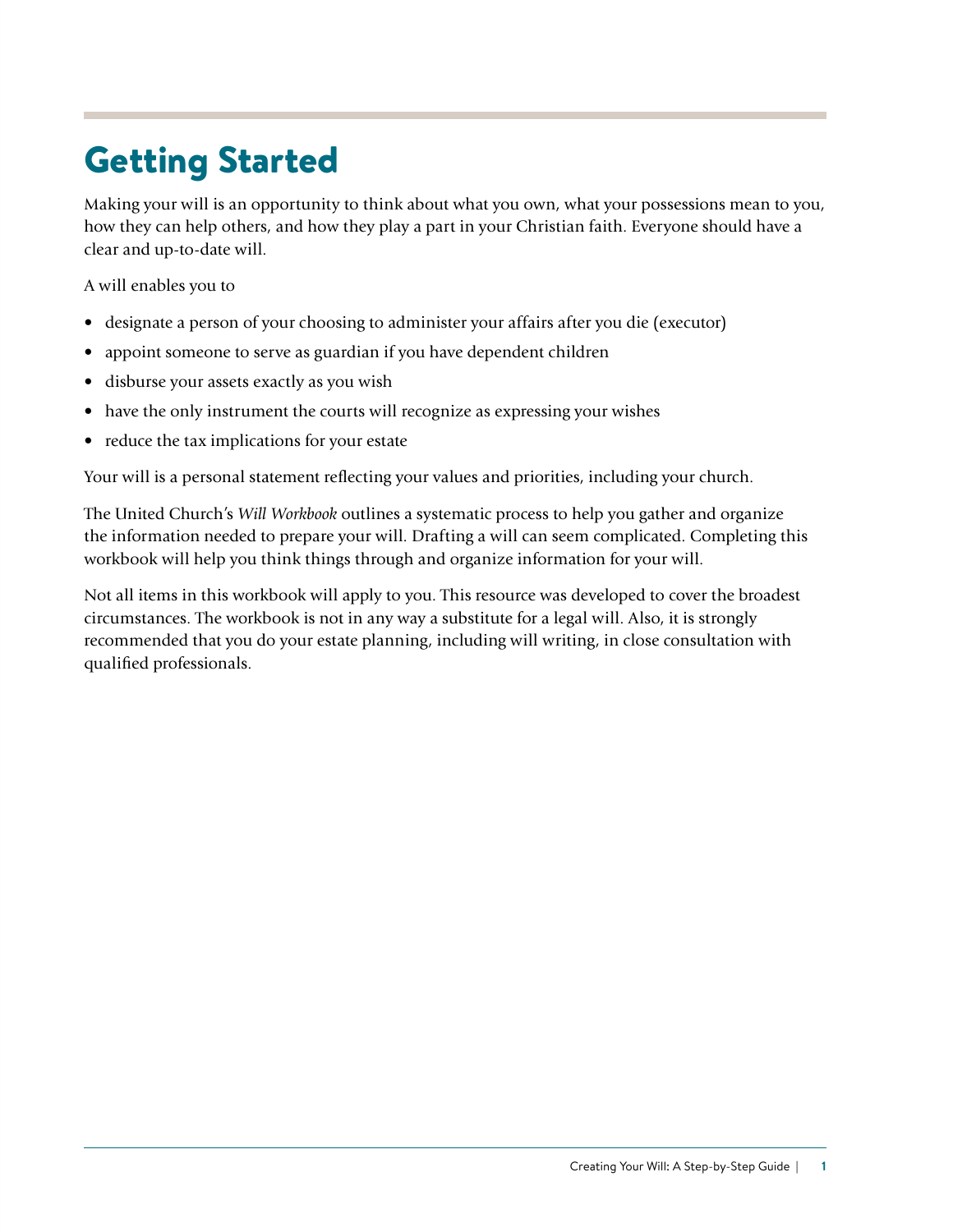# Getting Started

Making your will is an opportunity to think about what you own, what your possessions mean to you, how they can help others, and how they play a part in your Christian faith. Everyone should have a clear and up-to-date will.

A will enables you to

- designate a person of your choosing to administer your affairs after you die (executor)
- appoint someone to serve as guardian if you have dependent children
- disburse your assets exactly as you wish
- have the only instrument the courts will recognize as expressing your wishes
- reduce the tax implications for your estate

Your will is a personal statement reflecting your values and priorities, including your church.

The United Church's *Will Workbook* outlines a systematic process to help you gather and organize the information needed to prepare your will. Drafting a will can seem complicated. Completing this workbook will help you think things through and organize information for your will.

Not all items in this workbook will apply to you. This resource was developed to cover the broadest circumstances. The workbook is not in any way a substitute for a legal will. Also, it is strongly recommended that you do your estate planning, including will writing, in close consultation with qualified professionals.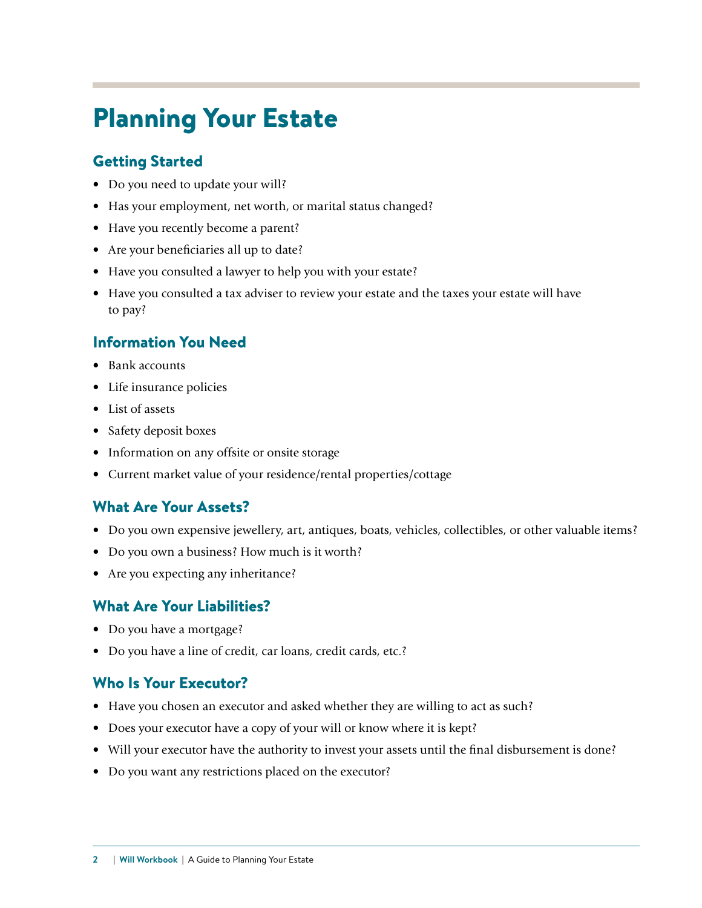# Planning Your Estate

## Getting Started

- Do you need to update your will?
- Has your employment, net worth, or marital status changed?
- Have you recently become a parent?
- Are your beneficiaries all up to date?
- Have you consulted a lawyer to help you with your estate?
- Have you consulted a tax adviser to review your estate and the taxes your estate will have to pay?

## Information You Need

- Bank accounts
- Life insurance policies
- List of assets
- Safety deposit boxes
- Information on any offsite or onsite storage
- Current market value of your residence/rental properties/cottage

## What Are Your Assets?

- Do you own expensive jewellery, art, antiques, boats, vehicles, collectibles, or other valuable items?
- Do you own a business? How much is it worth?
- Are you expecting any inheritance?

## What Are Your Liabilities?

- Do you have a mortgage?
- Do you have a line of credit, car loans, credit cards, etc.?

## Who Is Your Executor?

- Have you chosen an executor and asked whether they are willing to act as such?
- Does your executor have a copy of your will or know where it is kept?
- Will your executor have the authority to invest your assets until the final disbursement is done?
- Do you want any restrictions placed on the executor?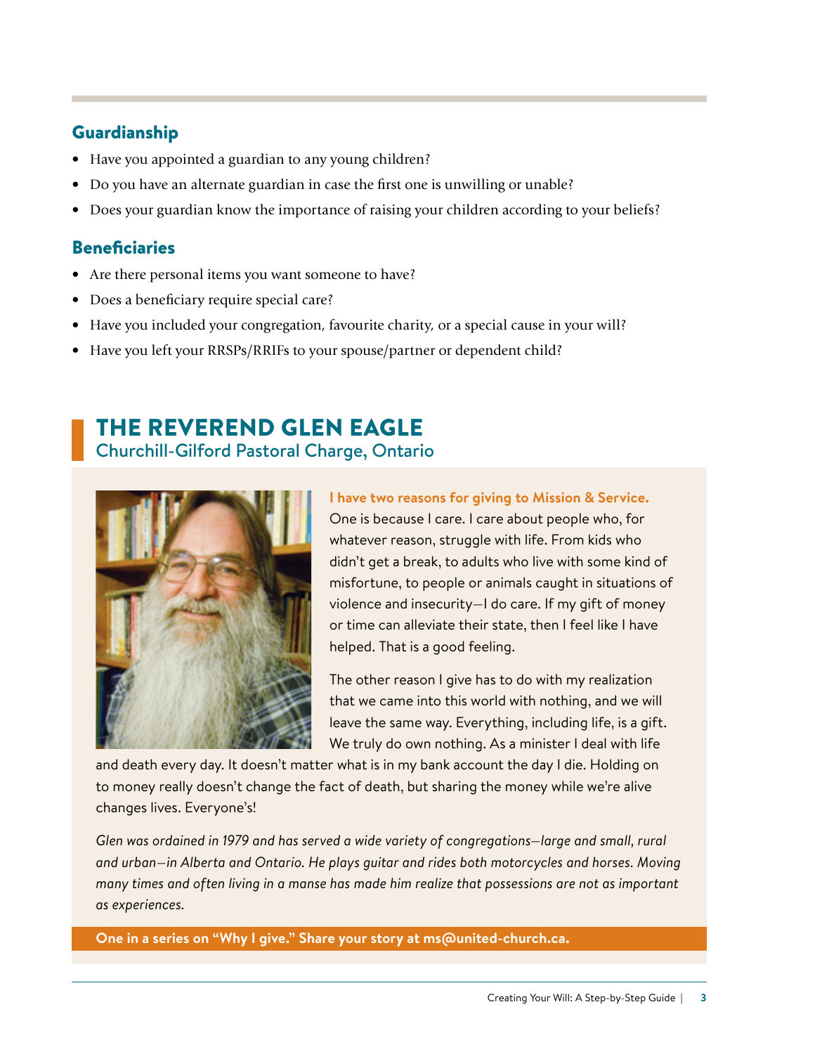## Guardianship

- Have you appointed a guardian to any young children?
- Do you have an alternate guardian in case the first one is unwilling or unable?
- Does your guardian know the importance of raising your children according to your beliefs?

## Beneficiaries

- Are there personal items you want someone to have?
- Does a beneficiary require special care?
- Have you included your congregation, favourite charity, or a special cause in your will?
- Have you left your RRSPs/RRIFs to your spouse/partner or dependent child?

## THE REVEREND GLEN EAGLE

### Churchill-Gilford Pastoral Charge, Ontario

**I have two reasons for giving to Mission & Service.** One is because I care. I care about people who, for whatever reason, struggle with life. From kids who didn't get a break, to adults who live with some kind of misfortune, to people or animals caught in situations of violence and insecurity—I do care. If my gift of money or time can alleviate their state, then I feel like I have helped. That is a good feeling.

The other reason I give has to do with my realization that we came into this world with nothing, and we will leave the same way. Everything, including life, is a gift. We truly do own nothing. As a minister I deal with life and death every day. It doesn't matter what is in my bank account the day I die. Holding on to money really doesn't change the fact of death, but sharing the money while we're alive changes lives. Everyone's!

*Glen was ordained in 1979 and has served a wide variety of congregations—large and small, rural and urban—in Alberta and Ontario. He plays guitar and rides both motorcycles and horses. Moving many times and often living in a manse has made him realize that possessions are not as important as experiences.*

**One in a series on "Why I give." Share your story at ms@united-church.ca.**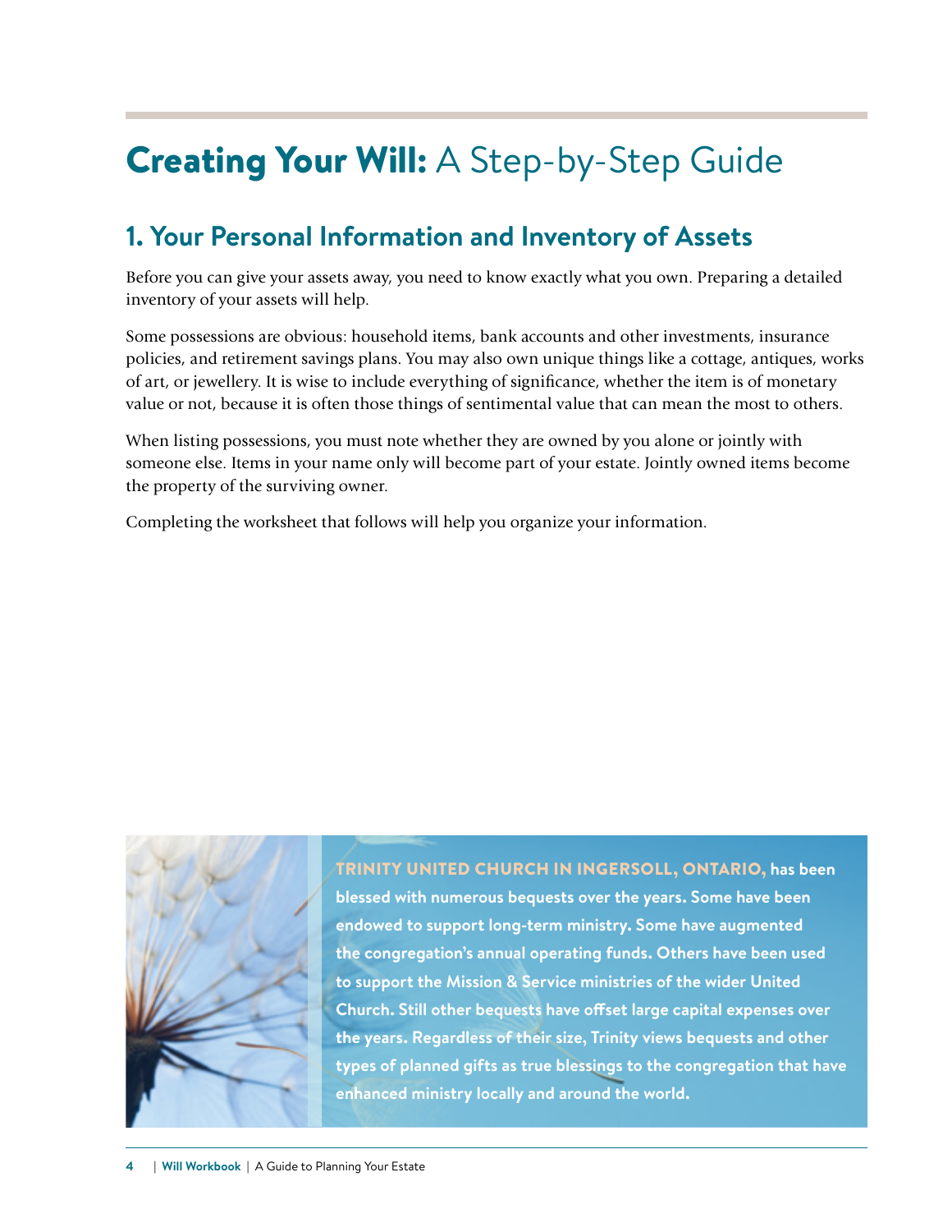# **Creating Your Will:** A Step-by-Step Guide

## 1. Your Personal Information and Inventory of Assets

Before you can give your assets away, you need to know exactly what you own. Preparing a detailed inventory of your assets will help.

Some possessions are obvious: household items, bank accounts and other investments, insurance policies, and retirement savings plans. You may also own unique things like a cottage, antiques, works of art, or jewellery. It is wise to include everything of significance, whether the item is of monetary value or not, because it is often those things of sentimental value that can mean the most to others.

When listing possessions, you must note whether they are owned by you alone or jointly with someone else. Items in your name only will become part of your estate. Jointly owned items become the property of the surviving owner.

Completing the worksheet that follows will help you organize your information.

**TRINITY UNITED CHURCH IN INGERSOLL, ONTARIO, has been blessed with numerous bequests over the years. Some have been endowed to support long-term ministry. Some have augmented the congregation's annual operating funds. Others have been used to support the Mission & Service ministries of the wider United Church. Still other bequests have offset large capital expenses over the years. Regardless of their size, Trinity views bequests and other types of planned gifts as true blessings to the congregation that have enhanced ministry locally and around the world.**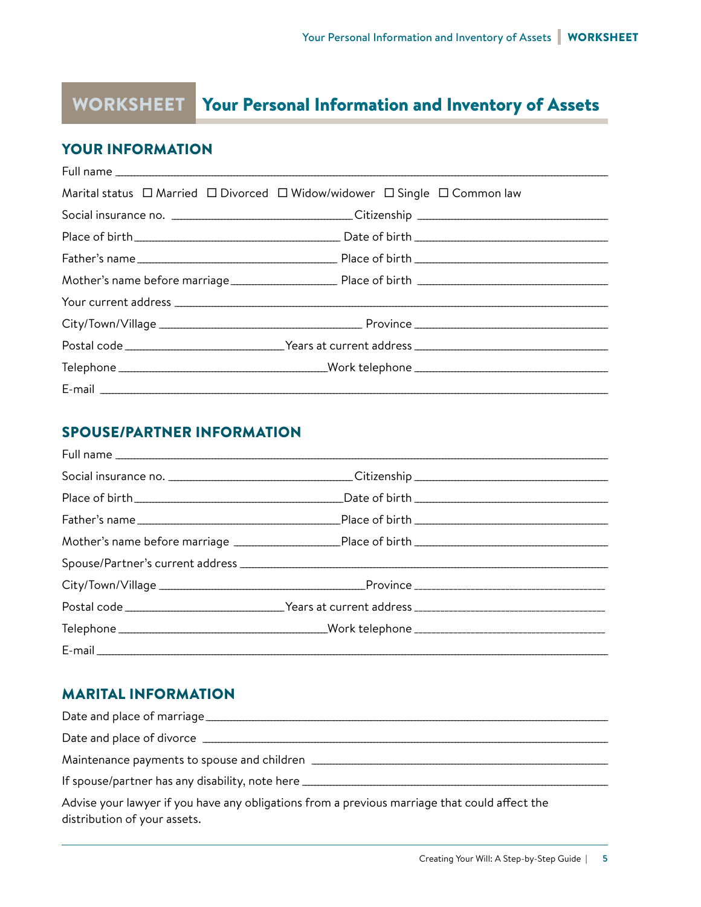# WORKSHEET Your Personal Information and Inventory of Assets

## YOUR INFORMATION

Full name ______________________________________________________________

Marital status ☐ Married ☐ Divorced ☐ Widow/widower ☐ Single ☐ Common law

Social insurance no. ______________________ Citizenship ______________________

Place of birth ______________________ Date of birth ______________________

Father's name ______________________ Place of birth ______________________

Mother's name before marriage ______________ Place of birth ______________________

Your current address ______________________________________________________

City/Town/Village ______________________ Province ______________________

Postal code ____________________ Years at current address ______________________

Telephone ______________________ Work telephone ______________________

E-mail ______________________________________________________________

## SPOUSE/PARTNER INFORMATION

Full name ______________________________________________________________

Social insurance no. ______________________ Citizenship ______________________

Place of birth ______________________ Date of birth ______________________

Father's name ______________________ Place of birth ______________________

Mother's name before marriage ______________ Place of birth ______________________

Spouse/Partner's current address ______________________________________________

City/Town/Village ______________________ Province ______________________

Postal code ____________________ Years at current address ______________________

Telephone ______________________ Work telephone ______________________

E-mail ______________________________________________________________

## MARITAL INFORMATION

Date and place of marriage ______________________________________________________

Date and place of divorce ______________________________________________________

Maintenance payments to spouse and children ______________________________________

If spouse/partner has any disability, note here ____________________________________

Advise your lawyer if you have any obligations from a previous marriage that could affect the distribution of your assets.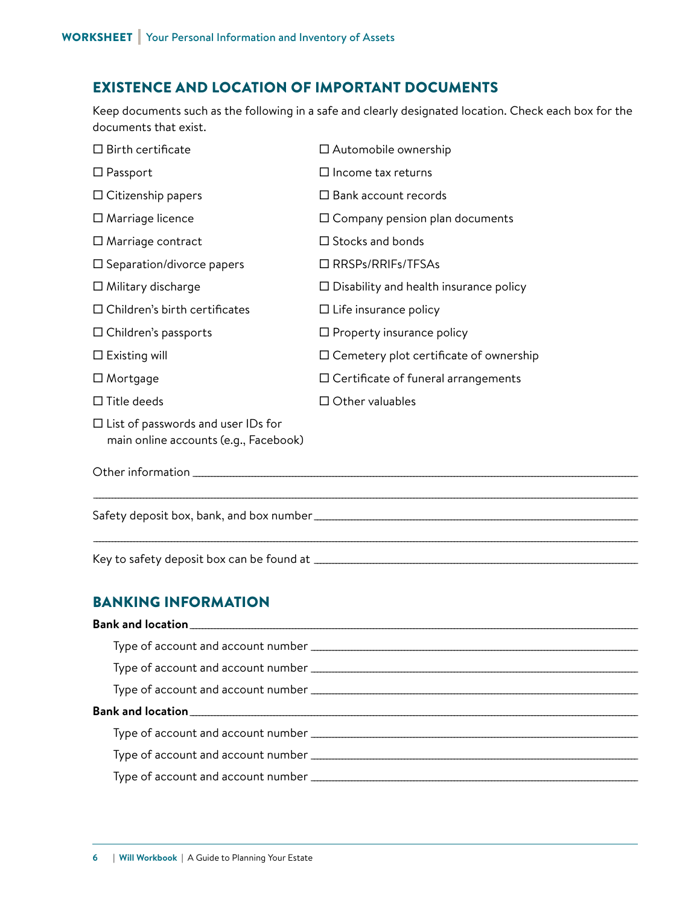## EXISTENCE AND LOCATION OF IMPORTANT DOCUMENTS

Keep documents such as the following in a safe and clearly designated location. Check each box for the documents that exist.

- ☐ Birth certificate
- ☐ Passport
- ☐ Citizenship papers
- ☐ Marriage licence
- ☐ Marriage contract
- ☐ Separation/divorce papers
- ☐ Military discharge
- ☐ Children's birth certificates
- ☐ Children's passports
- ☐ Existing will
- ☐ Mortgage
- ☐ Title deeds
- ☐ List of passwords and user IDs for main online accounts (e.g., Facebook)
- ☐ Automobile ownership
- ☐ Income tax returns
- ☐ Bank account records
- ☐ Company pension plan documents
- ☐ Stocks and bonds
- ☐ RRSPs/RRIFs/TFSAs
- ☐ Disability and health insurance policy
- ☐ Life insurance policy
- ☐ Property insurance policy
- ☐ Cemetery plot certificate of ownership
- ☐ Certificate of funeral arrangements
- ☐ Other valuables

Other information ____________________________________________

____________________________________________

Safety deposit box, bank, and box number ____________________________________________

____________________________________________

Key to safety deposit box can be found at ____________________________________________

## BANKING INFORMATION

**Bank and location** ____________________________________________

Type of account and account number ____________________________________________

Type of account and account number ____________________________________________

Type of account and account number ____________________________________________

**Bank and location** ____________________________________________

Type of account and account number ____________________________________________

Type of account and account number ____________________________________________

Type of account and account number ____________________________________________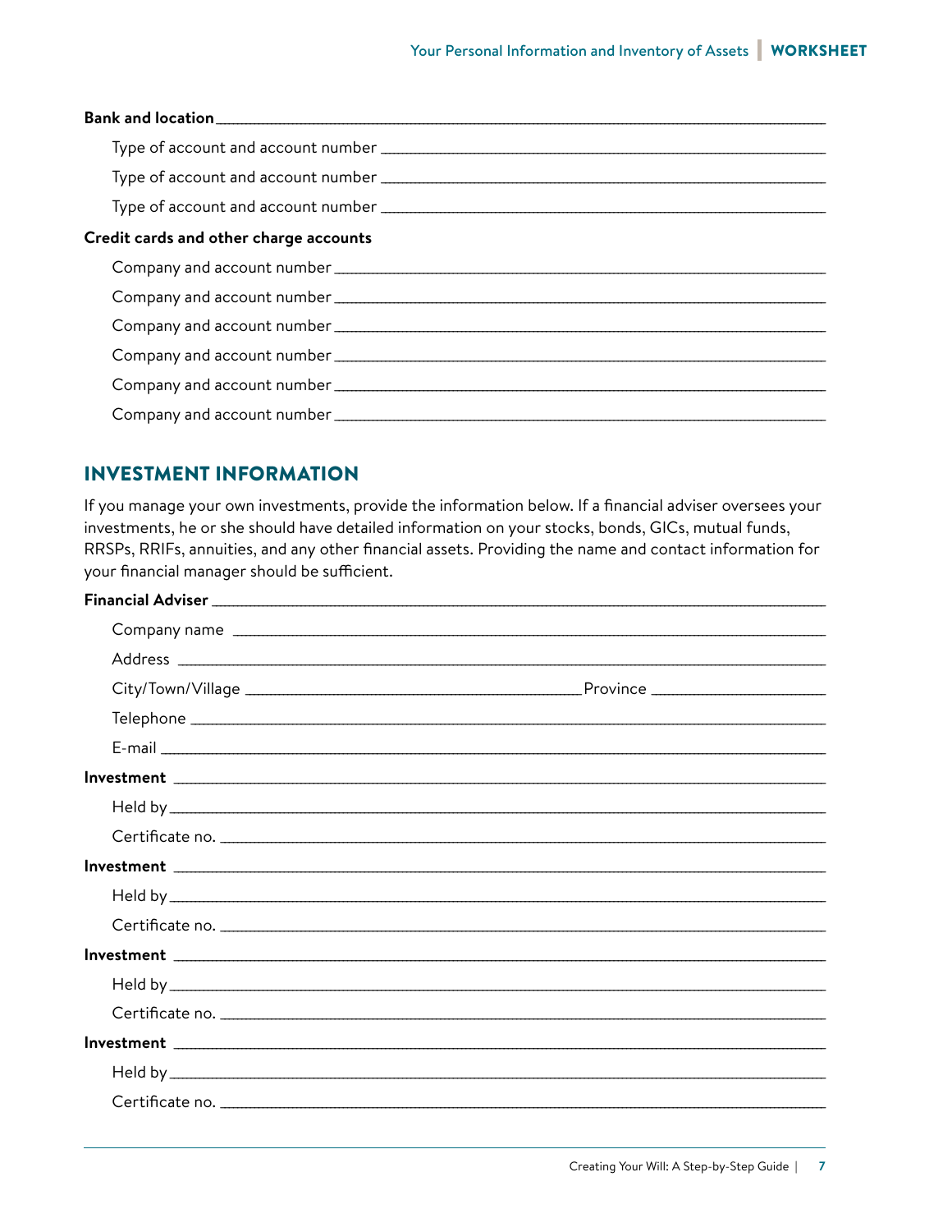**Bank and location** \_\_\_\_\_\_\_\_\_\_\_\_\_\_\_\_\_\_\_\_\_\_\_\_\_\_\_\_\_\_\_\_\_\_\_\_\_\_\_\_

Type of account and account number \_\_\_\_\_\_\_\_\_\_\_\_\_\_\_\_\_\_\_\_\_\_\_\_\_\_\_\_\_\_\_\_

Type of account and account number \_\_\_\_\_\_\_\_\_\_\_\_\_\_\_\_\_\_\_\_\_\_\_\_\_\_\_\_\_\_\_\_

Type of account and account number \_\_\_\_\_\_\_\_\_\_\_\_\_\_\_\_\_\_\_\_\_\_\_\_\_\_\_\_\_\_\_\_

**Credit cards and other charge accounts**

Company and account number \_\_\_\_\_\_\_\_\_\_\_\_\_\_\_\_\_\_\_\_\_\_\_\_\_\_\_\_\_\_\_\_\_\_\_\_

Company and account number \_\_\_\_\_\_\_\_\_\_\_\_\_\_\_\_\_\_\_\_\_\_\_\_\_\_\_\_\_\_\_\_\_\_\_\_

Company and account number \_\_\_\_\_\_\_\_\_\_\_\_\_\_\_\_\_\_\_\_\_\_\_\_\_\_\_\_\_\_\_\_\_\_\_\_

Company and account number \_\_\_\_\_\_\_\_\_\_\_\_\_\_\_\_\_\_\_\_\_\_\_\_\_\_\_\_\_\_\_\_\_\_\_\_

Company and account number \_\_\_\_\_\_\_\_\_\_\_\_\_\_\_\_\_\_\_\_\_\_\_\_\_\_\_\_\_\_\_\_\_\_\_\_

Company and account number \_\_\_\_\_\_\_\_\_\_\_\_\_\_\_\_\_\_\_\_\_\_\_\_\_\_\_\_\_\_\_\_\_\_\_\_

## INVESTMENT INFORMATION

If you manage your own investments, provide the information below. If a financial adviser oversees your investments, he or she should have detailed information on your stocks, bonds, GICs, mutual funds, RRSPs, RRIFs, annuities, and any other financial assets. Providing the name and contact information for your financial manager should be sufficient.

**Financial Adviser** \_\_\_\_\_\_\_\_\_\_\_\_\_\_\_\_\_\_\_\_\_\_\_\_\_\_\_\_\_\_\_\_\_\_\_\_\_\_\_\_

Company name \_\_\_\_\_\_\_\_\_\_\_\_\_\_\_\_\_\_\_\_\_\_\_\_\_\_\_\_\_\_\_\_\_\_\_\_\_\_\_\_

Address \_\_\_\_\_\_\_\_\_\_\_\_\_\_\_\_\_\_\_\_\_\_\_\_\_\_\_\_\_\_\_\_\_\_\_\_\_\_\_\_

City/Town/Village \_\_\_\_\_\_\_\_\_\_\_\_\_\_\_\_\_\_\_\_ Province \_\_\_\_\_\_\_\_\_\_\_\_

Telephone \_\_\_\_\_\_\_\_\_\_\_\_\_\_\_\_\_\_\_\_\_\_\_\_\_\_\_\_\_\_\_\_\_\_\_\_\_\_\_\_

E-mail \_\_\_\_\_\_\_\_\_\_\_\_\_\_\_\_\_\_\_\_\_\_\_\_\_\_\_\_\_\_\_\_\_\_\_\_\_\_\_\_

**Investment** \_\_\_\_\_\_\_\_\_\_\_\_\_\_\_\_\_\_\_\_\_\_\_\_\_\_\_\_\_\_\_\_\_\_\_\_\_\_\_\_

Held by \_\_\_\_\_\_\_\_\_\_\_\_\_\_\_\_\_\_\_\_\_\_\_\_\_\_\_\_\_\_\_\_\_\_\_\_\_\_\_\_

Certificate no. \_\_\_\_\_\_\_\_\_\_\_\_\_\_\_\_\_\_\_\_\_\_\_\_\_\_\_\_\_\_\_\_\_\_\_\_\_\_\_\_

**Investment** \_\_\_\_\_\_\_\_\_\_\_\_\_\_\_\_\_\_\_\_\_\_\_\_\_\_\_\_\_\_\_\_\_\_\_\_\_\_\_\_

Held by \_\_\_\_\_\_\_\_\_\_\_\_\_\_\_\_\_\_\_\_\_\_\_\_\_\_\_\_\_\_\_\_\_\_\_\_\_\_\_\_

Certificate no. \_\_\_\_\_\_\_\_\_\_\_\_\_\_\_\_\_\_\_\_\_\_\_\_\_\_\_\_\_\_\_\_\_\_\_\_\_\_\_\_

**Investment** \_\_\_\_\_\_\_\_\_\_\_\_\_\_\_\_\_\_\_\_\_\_\_\_\_\_\_\_\_\_\_\_\_\_\_\_\_\_\_\_

Held by \_\_\_\_\_\_\_\_\_\_\_\_\_\_\_\_\_\_\_\_\_\_\_\_\_\_\_\_\_\_\_\_\_\_\_\_\_\_\_\_

Certificate no. \_\_\_\_\_\_\_\_\_\_\_\_\_\_\_\_\_\_\_\_\_\_\_\_\_\_\_\_\_\_\_\_\_\_\_\_\_\_\_\_

**Investment** \_\_\_\_\_\_\_\_\_\_\_\_\_\_\_\_\_\_\_\_\_\_\_\_\_\_\_\_\_\_\_\_\_\_\_\_\_\_\_\_

Held by \_\_\_\_\_\_\_\_\_\_\_\_\_\_\_\_\_\_\_\_\_\_\_\_\_\_\_\_\_\_\_\_\_\_\_\_\_\_\_\_

Certificate no. \_\_\_\_\_\_\_\_\_\_\_\_\_\_\_\_\_\_\_\_\_\_\_\_\_\_\_\_\_\_\_\_\_\_\_\_\_\_\_\_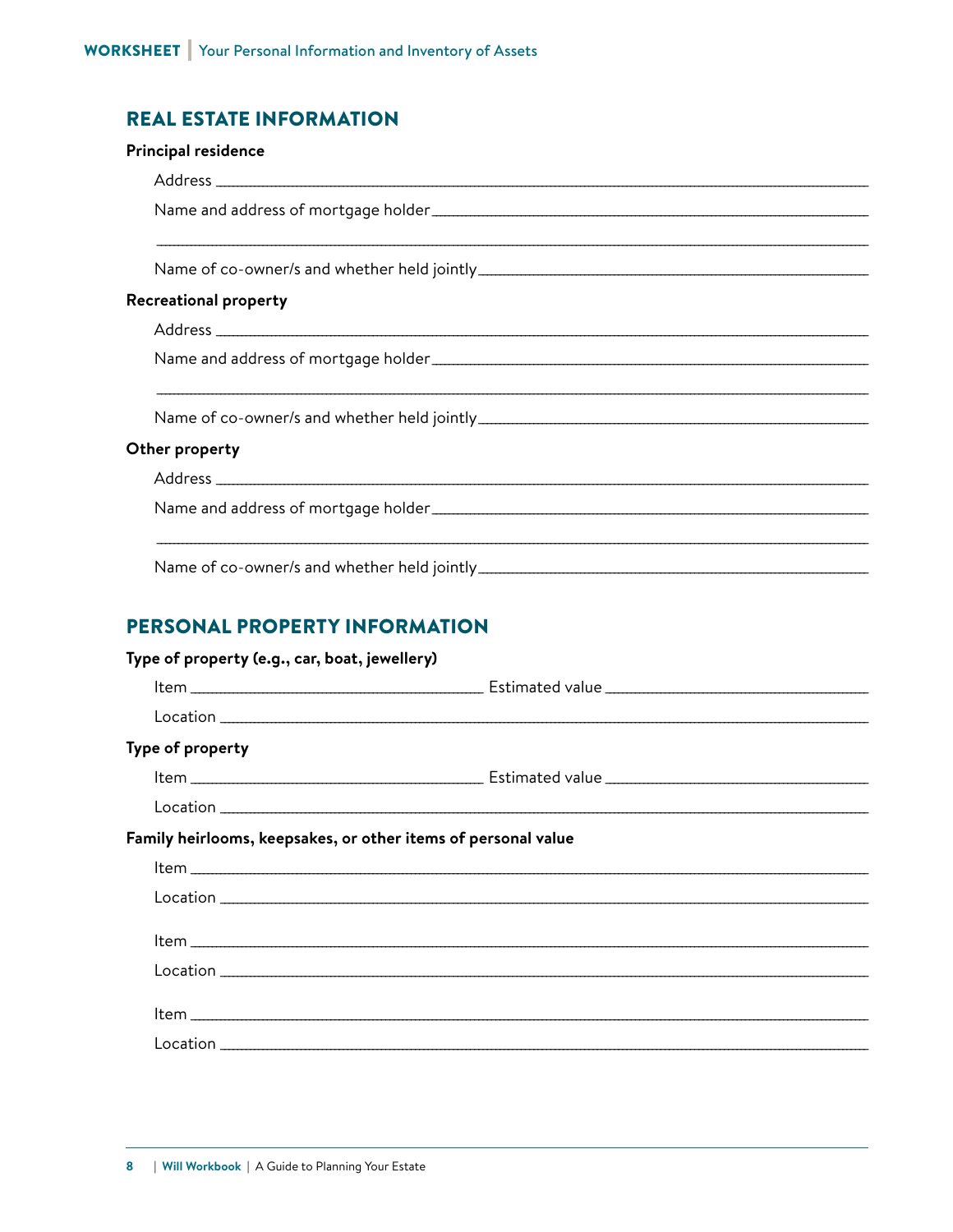## REAL ESTATE INFORMATION

**Principal residence**

Address ______________________________

Name and address of mortgage holder ______________________________

______________________________

Name of co-owner/s and whether held jointly ______________________________

**Recreational property**

Address ______________________________

Name and address of mortgage holder ______________________________

______________________________

Name of co-owner/s and whether held jointly ______________________________

**Other property**

Address ______________________________

Name and address of mortgage holder ______________________________

______________________________

Name of co-owner/s and whether held jointly ______________________________

## PERSONAL PROPERTY INFORMATION

**Type of property (e.g., car, boat, jewellery)**

Item ____________________ Estimated value ____________________

Location ______________________________

**Type of property**

Item ____________________ Estimated value ____________________

Location ______________________________

**Family heirlooms, keepsakes, or other items of personal value**

Item ______________________________

Location ______________________________

Item ______________________________

Location ______________________________

Item ______________________________

Location ______________________________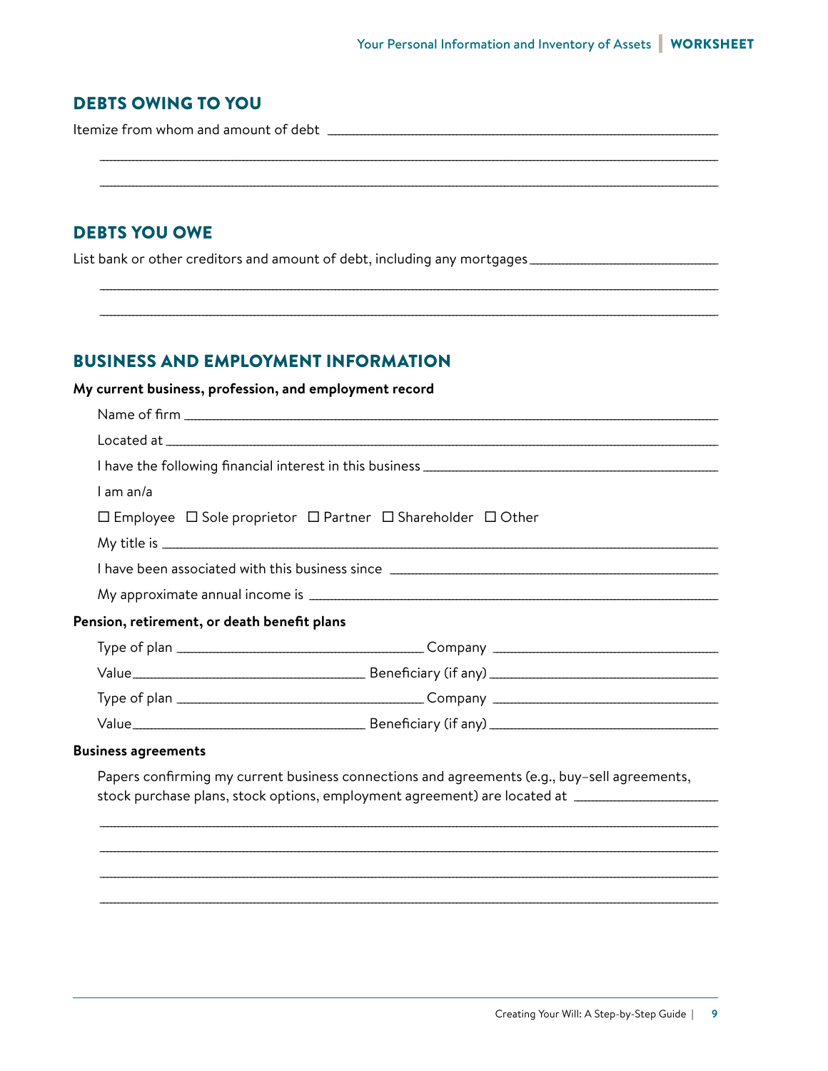## DEBTS OWING TO YOU

Itemize from whom and amount of debt ___________________________________________

_______________________________________________________________________________

_______________________________________________________________________________

## DEBTS YOU OWE

List bank or other creditors and amount of debt, including any mortgages ______________________

_______________________________________________________________________________

_______________________________________________________________________________

## BUSINESS AND EMPLOYMENT INFORMATION

**My current business, profession, and employment record**

Name of firm ___________________________________________________________________

Located at _____________________________________________________________________

I have the following financial interest in this business ___________________________________

I am an/a

☐ Employee ☐ Sole proprietor ☐ Partner ☐ Shareholder ☐ Other

My title is _____________________________________________________________________

I have been associated with this business since ________________________________________

My approximate annual income is __________________________________________________

**Pension, retirement, or death benefit plans**

Type of plan ______________________________ Company ___________________________

Value ___________________________ Beneficiary (if any) ___________________________

Type of plan ______________________________ Company ___________________________

Value ___________________________ Beneficiary (if any) ___________________________

**Business agreements**

Papers confirming my current business connections and agreements (e.g., buy–sell agreements, stock purchase plans, stock options, employment agreement) are located at ________________

_______________________________________________________________________________

_______________________________________________________________________________

_______________________________________________________________________________

_______________________________________________________________________________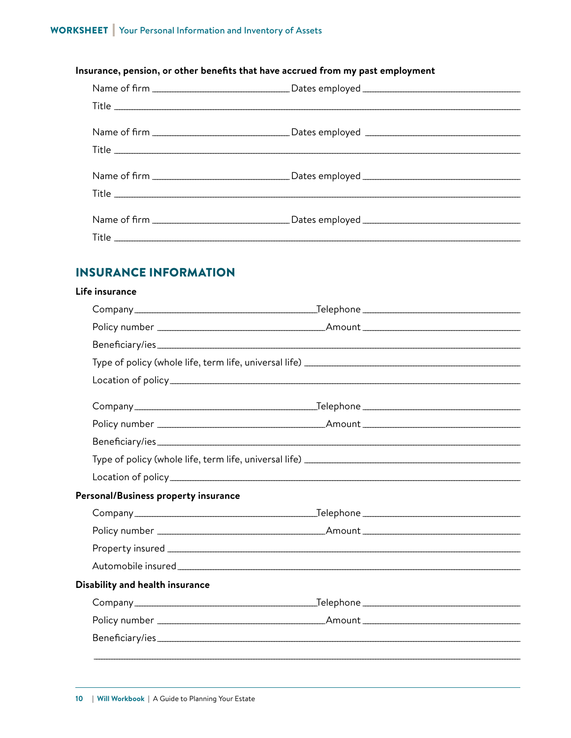**Insurance, pension, or other benefits that have accrued from my past employment**

Name of firm ______________________ Dates employed ______________________

Title ____________________________________________

Name of firm ______________________ Dates employed ______________________

Title ____________________________________________

Name of firm ______________________ Dates employed ______________________

Title ____________________________________________

Name of firm ______________________ Dates employed ______________________

Title ____________________________________________

## INSURANCE INFORMATION

**Life insurance**

Company ______________________ Telephone ______________________

Policy number ______________________ Amount ______________________

Beneficiary/ies ____________________________________________

Type of policy (whole life, term life, universal life) ______________________

Location of policy ____________________________________________

Company ______________________ Telephone ______________________

Policy number ______________________ Amount ______________________

Beneficiary/ies ____________________________________________

Type of policy (whole life, term life, universal life) ______________________

Location of policy ____________________________________________

**Personal/Business property insurance**

Company ______________________ Telephone ______________________

Policy number ______________________ Amount ______________________

Property insured ____________________________________________

Automobile insured ____________________________________________

**Disability and health insurance**

Company ______________________ Telephone ______________________

Policy number ______________________ Amount ______________________

Beneficiary/ies ____________________________________________

____________________________________________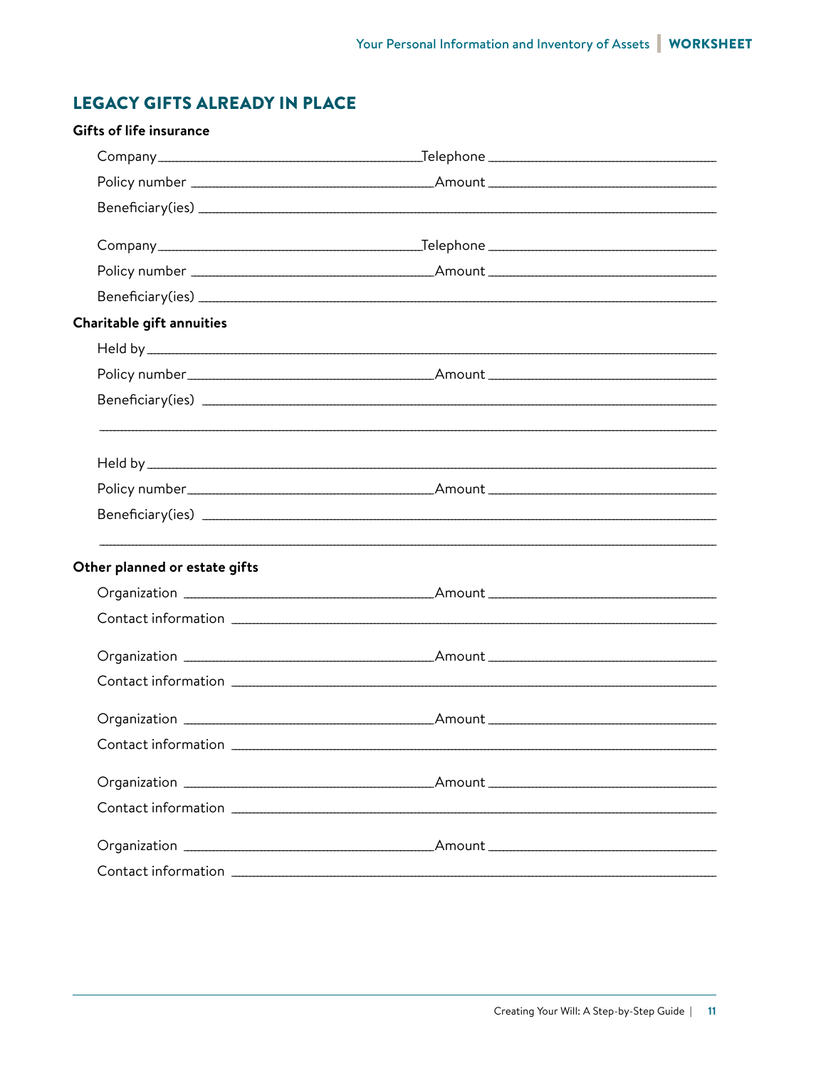## LEGACY GIFTS ALREADY IN PLACE

**Gifts of life insurance**

Company ____________________ Telephone ____________________

Policy number ____________________ Amount ____________________

Beneficiary(ies) ________________________________________

Company ____________________ Telephone ____________________

Policy number ____________________ Amount ____________________

Beneficiary(ies) ________________________________________

**Charitable gift annuities**

Held by ________________________________________

Policy number ____________________ Amount ____________________

Beneficiary(ies) ________________________________________

________________________________________

Held by ________________________________________

Policy number ____________________ Amount ____________________

Beneficiary(ies) ________________________________________

________________________________________

**Other planned or estate gifts**

Organization ____________________ Amount ____________________

Contact information ________________________________________

Organization ____________________ Amount ____________________

Contact information ________________________________________

Organization ____________________ Amount ____________________

Contact information ________________________________________

Organization ____________________ Amount ____________________

Contact information ________________________________________

Organization ____________________ Amount ____________________

Contact information ________________________________________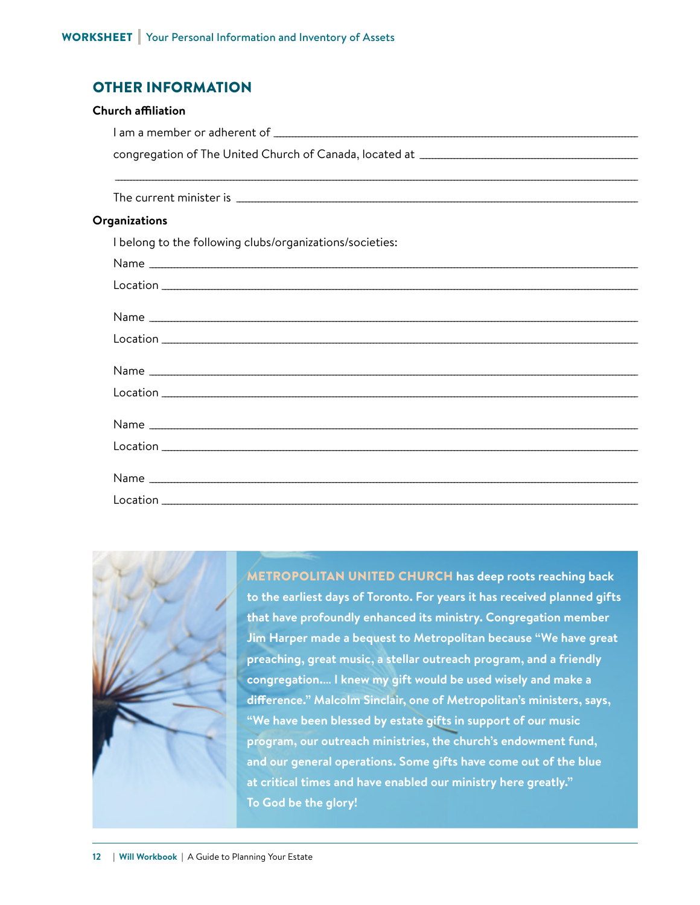## OTHER INFORMATION

**Church affiliation**

I am a member or adherent of \_\_\_\_\_\_\_\_\_\_\_\_\_\_\_\_\_\_\_\_\_\_\_\_\_\_\_\_\_\_\_\_\_\_\_\_\_\_\_\_

congregation of The United Church of Canada, located at \_\_\_\_\_\_\_\_\_\_\_\_\_\_\_\_\_\_\_\_\_\_\_\_

\_\_\_\_\_\_\_\_\_\_\_\_\_\_\_\_\_\_\_\_\_\_\_\_\_\_\_\_\_\_\_\_\_\_\_\_\_\_\_\_\_\_\_\_\_\_\_\_\_\_\_\_\_\_\_\_\_\_\_\_\_\_\_\_

The current minister is \_\_\_\_\_\_\_\_\_\_\_\_\_\_\_\_\_\_\_\_\_\_\_\_\_\_\_\_\_\_\_\_\_\_\_\_\_\_\_\_\_\_\_\_

**Organizations**

I belong to the following clubs/organizations/societies:

Name \_\_\_\_\_\_\_\_\_\_\_\_\_\_\_\_\_\_\_\_\_\_\_\_\_\_\_\_\_\_\_\_\_\_\_\_\_\_\_\_\_\_\_\_\_\_\_\_\_\_\_\_\_\_\_\_

Location \_\_\_\_\_\_\_\_\_\_\_\_\_\_\_\_\_\_\_\_\_\_\_\_\_\_\_\_\_\_\_\_\_\_\_\_\_\_\_\_\_\_\_\_\_\_\_\_\_\_\_\_\_\_

Name \_\_\_\_\_\_\_\_\_\_\_\_\_\_\_\_\_\_\_\_\_\_\_\_\_\_\_\_\_\_\_\_\_\_\_\_\_\_\_\_\_\_\_\_\_\_\_\_\_\_\_\_\_\_\_\_

Location \_\_\_\_\_\_\_\_\_\_\_\_\_\_\_\_\_\_\_\_\_\_\_\_\_\_\_\_\_\_\_\_\_\_\_\_\_\_\_\_\_\_\_\_\_\_\_\_\_\_\_\_\_\_

Name \_\_\_\_\_\_\_\_\_\_\_\_\_\_\_\_\_\_\_\_\_\_\_\_\_\_\_\_\_\_\_\_\_\_\_\_\_\_\_\_\_\_\_\_\_\_\_\_\_\_\_\_\_\_\_\_

Location \_\_\_\_\_\_\_\_\_\_\_\_\_\_\_\_\_\_\_\_\_\_\_\_\_\_\_\_\_\_\_\_\_\_\_\_\_\_\_\_\_\_\_\_\_\_\_\_\_\_\_\_\_\_

Name \_\_\_\_\_\_\_\_\_\_\_\_\_\_\_\_\_\_\_\_\_\_\_\_\_\_\_\_\_\_\_\_\_\_\_\_\_\_\_\_\_\_\_\_\_\_\_\_\_\_\_\_\_\_\_\_

Location \_\_\_\_\_\_\_\_\_\_\_\_\_\_\_\_\_\_\_\_\_\_\_\_\_\_\_\_\_\_\_\_\_\_\_\_\_\_\_\_\_\_\_\_\_\_\_\_\_\_\_\_\_\_

Name \_\_\_\_\_\_\_\_\_\_\_\_\_\_\_\_\_\_\_\_\_\_\_\_\_\_\_\_\_\_\_\_\_\_\_\_\_\_\_\_\_\_\_\_\_\_\_\_\_\_\_\_\_\_\_\_

Location \_\_\_\_\_\_\_\_\_\_\_\_\_\_\_\_\_\_\_\_\_\_\_\_\_\_\_\_\_\_\_\_\_\_\_\_\_\_\_\_\_\_\_\_\_\_\_\_\_\_\_\_\_\_

**METROPOLITAN UNITED CHURCH has deep roots reaching back to the earliest days of Toronto. For years it has received planned gifts that have profoundly enhanced its ministry. Congregation member Jim Harper made a bequest to Metropolitan because "We have great preaching, great music, a stellar outreach program, and a friendly congregation.... I knew my gift would be used wisely and make a difference." Malcolm Sinclair, one of Metropolitan's ministers, says, "We have been blessed by estate gifts in support of our music program, our outreach ministries, the church's endowment fund, and our general operations. Some gifts have come out of the blue at critical times and have enabled our ministry here greatly." To God be the glory!**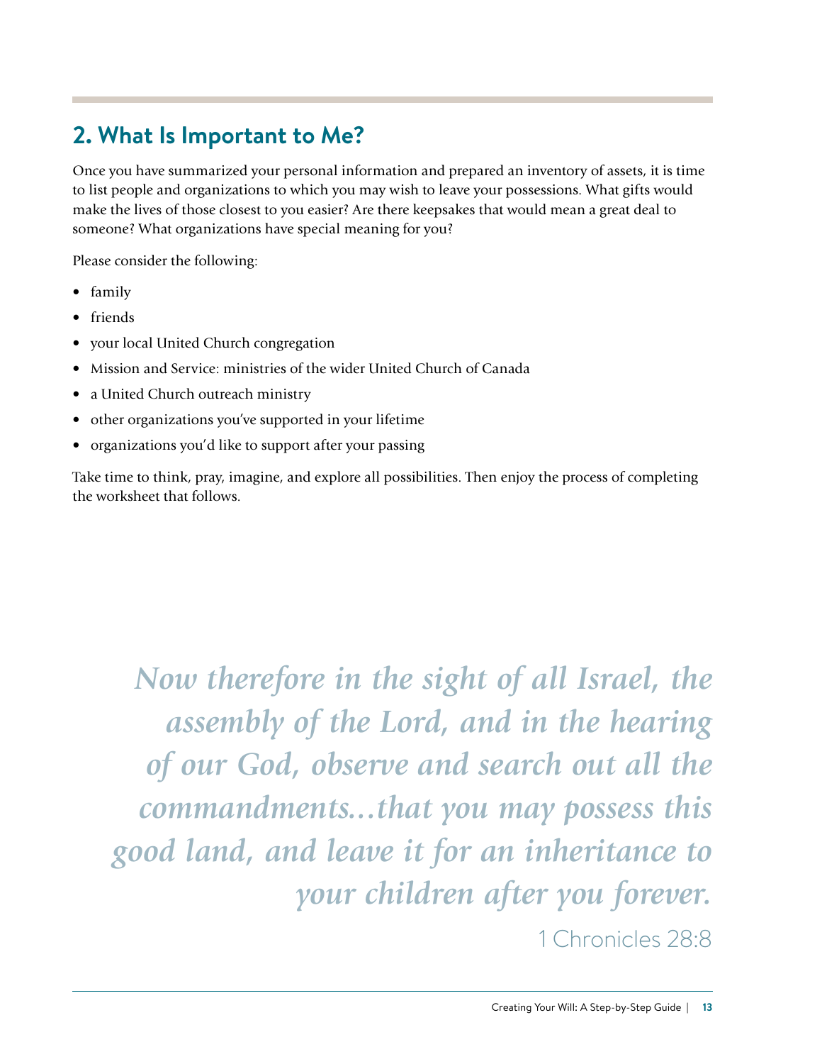## 2. What Is Important to Me?

Once you have summarized your personal information and prepared an inventory of assets, it is time to list people and organizations to which you may wish to leave your possessions. What gifts would make the lives of those closest to you easier? Are there keepsakes that would mean a great deal to someone? What organizations have special meaning for you?

Please consider the following:

- family
- friends
- your local United Church congregation
- Mission and Service: ministries of the wider United Church of Canada
- a United Church outreach ministry
- other organizations you've supported in your lifetime
- organizations you'd like to support after your passing

Take time to think, pray, imagine, and explore all possibilities. Then enjoy the process of completing the worksheet that follows.

> ***Now therefore in the sight of all Israel, the assembly of the Lord, and in the hearing of our God, observe and search out all the commandments...that you may possess this good land, and leave it for an inheritance to your children after you forever.***
>
> 1 Chronicles 28:8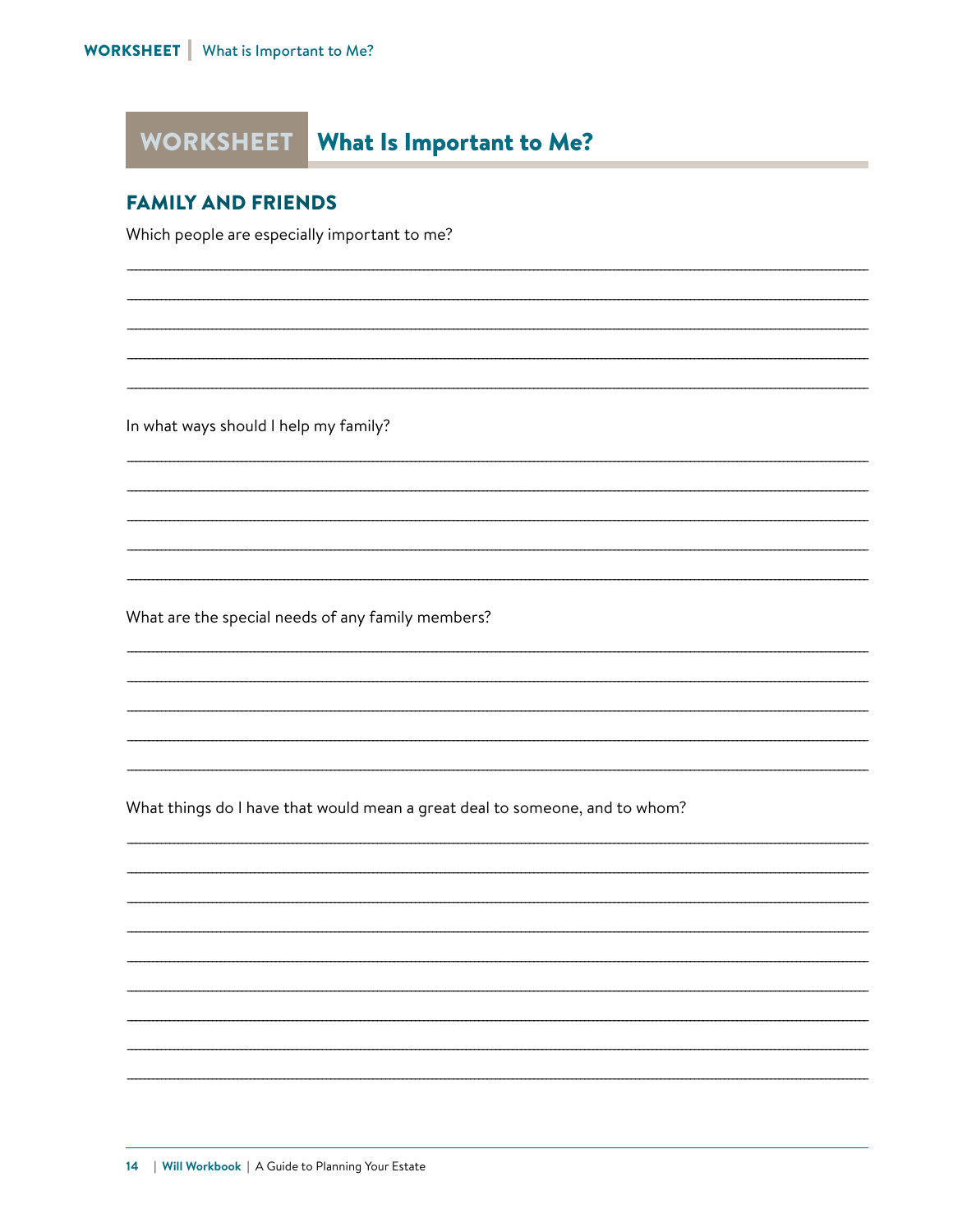# WORKSHEET What Is Important to Me?

## FAMILY AND FRIENDS

Which people are especially important to me?

\_\_\_\_\_\_\_\_\_\_\_\_\_\_\_\_\_\_\_\_\_\_\_\_\_\_\_\_\_\_\_\_\_\_\_\_\_\_\_\_\_\_\_\_\_\_\_\_\_\_\_\_\_\_\_\_\_\_\_\_\_\_\_\_\_\_\_\_\_\_\_\_\_\_\_\_\_\_

\_\_\_\_\_\_\_\_\_\_\_\_\_\_\_\_\_\_\_\_\_\_\_\_\_\_\_\_\_\_\_\_\_\_\_\_\_\_\_\_\_\_\_\_\_\_\_\_\_\_\_\_\_\_\_\_\_\_\_\_\_\_\_\_\_\_\_\_\_\_\_\_\_\_\_\_\_\_

\_\_\_\_\_\_\_\_\_\_\_\_\_\_\_\_\_\_\_\_\_\_\_\_\_\_\_\_\_\_\_\_\_\_\_\_\_\_\_\_\_\_\_\_\_\_\_\_\_\_\_\_\_\_\_\_\_\_\_\_\_\_\_\_\_\_\_\_\_\_\_\_\_\_\_\_\_\_

\_\_\_\_\_\_\_\_\_\_\_\_\_\_\_\_\_\_\_\_\_\_\_\_\_\_\_\_\_\_\_\_\_\_\_\_\_\_\_\_\_\_\_\_\_\_\_\_\_\_\_\_\_\_\_\_\_\_\_\_\_\_\_\_\_\_\_\_\_\_\_\_\_\_\_\_\_\_

\_\_\_\_\_\_\_\_\_\_\_\_\_\_\_\_\_\_\_\_\_\_\_\_\_\_\_\_\_\_\_\_\_\_\_\_\_\_\_\_\_\_\_\_\_\_\_\_\_\_\_\_\_\_\_\_\_\_\_\_\_\_\_\_\_\_\_\_\_\_\_\_\_\_\_\_\_\_

In what ways should I help my family?

\_\_\_\_\_\_\_\_\_\_\_\_\_\_\_\_\_\_\_\_\_\_\_\_\_\_\_\_\_\_\_\_\_\_\_\_\_\_\_\_\_\_\_\_\_\_\_\_\_\_\_\_\_\_\_\_\_\_\_\_\_\_\_\_\_\_\_\_\_\_\_\_\_\_\_\_\_\_

\_\_\_\_\_\_\_\_\_\_\_\_\_\_\_\_\_\_\_\_\_\_\_\_\_\_\_\_\_\_\_\_\_\_\_\_\_\_\_\_\_\_\_\_\_\_\_\_\_\_\_\_\_\_\_\_\_\_\_\_\_\_\_\_\_\_\_\_\_\_\_\_\_\_\_\_\_\_

\_\_\_\_\_\_\_\_\_\_\_\_\_\_\_\_\_\_\_\_\_\_\_\_\_\_\_\_\_\_\_\_\_\_\_\_\_\_\_\_\_\_\_\_\_\_\_\_\_\_\_\_\_\_\_\_\_\_\_\_\_\_\_\_\_\_\_\_\_\_\_\_\_\_\_\_\_\_

\_\_\_\_\_\_\_\_\_\_\_\_\_\_\_\_\_\_\_\_\_\_\_\_\_\_\_\_\_\_\_\_\_\_\_\_\_\_\_\_\_\_\_\_\_\_\_\_\_\_\_\_\_\_\_\_\_\_\_\_\_\_\_\_\_\_\_\_\_\_\_\_\_\_\_\_\_\_

\_\_\_\_\_\_\_\_\_\_\_\_\_\_\_\_\_\_\_\_\_\_\_\_\_\_\_\_\_\_\_\_\_\_\_\_\_\_\_\_\_\_\_\_\_\_\_\_\_\_\_\_\_\_\_\_\_\_\_\_\_\_\_\_\_\_\_\_\_\_\_\_\_\_\_\_\_\_

What are the special needs of any family members?

\_\_\_\_\_\_\_\_\_\_\_\_\_\_\_\_\_\_\_\_\_\_\_\_\_\_\_\_\_\_\_\_\_\_\_\_\_\_\_\_\_\_\_\_\_\_\_\_\_\_\_\_\_\_\_\_\_\_\_\_\_\_\_\_\_\_\_\_\_\_\_\_\_\_\_\_\_\_

\_\_\_\_\_\_\_\_\_\_\_\_\_\_\_\_\_\_\_\_\_\_\_\_\_\_\_\_\_\_\_\_\_\_\_\_\_\_\_\_\_\_\_\_\_\_\_\_\_\_\_\_\_\_\_\_\_\_\_\_\_\_\_\_\_\_\_\_\_\_\_\_\_\_\_\_\_\_

\_\_\_\_\_\_\_\_\_\_\_\_\_\_\_\_\_\_\_\_\_\_\_\_\_\_\_\_\_\_\_\_\_\_\_\_\_\_\_\_\_\_\_\_\_\_\_\_\_\_\_\_\_\_\_\_\_\_\_\_\_\_\_\_\_\_\_\_\_\_\_\_\_\_\_\_\_\_

\_\_\_\_\_\_\_\_\_\_\_\_\_\_\_\_\_\_\_\_\_\_\_\_\_\_\_\_\_\_\_\_\_\_\_\_\_\_\_\_\_\_\_\_\_\_\_\_\_\_\_\_\_\_\_\_\_\_\_\_\_\_\_\_\_\_\_\_\_\_\_\_\_\_\_\_\_\_

\_\_\_\_\_\_\_\_\_\_\_\_\_\_\_\_\_\_\_\_\_\_\_\_\_\_\_\_\_\_\_\_\_\_\_\_\_\_\_\_\_\_\_\_\_\_\_\_\_\_\_\_\_\_\_\_\_\_\_\_\_\_\_\_\_\_\_\_\_\_\_\_\_\_\_\_\_\_

What things do I have that would mean a great deal to someone, and to whom?

\_\_\_\_\_\_\_\_\_\_\_\_\_\_\_\_\_\_\_\_\_\_\_\_\_\_\_\_\_\_\_\_\_\_\_\_\_\_\_\_\_\_\_\_\_\_\_\_\_\_\_\_\_\_\_\_\_\_\_\_\_\_\_\_\_\_\_\_\_\_\_\_\_\_\_\_\_\_

\_\_\_\_\_\_\_\_\_\_\_\_\_\_\_\_\_\_\_\_\_\_\_\_\_\_\_\_\_\_\_\_\_\_\_\_\_\_\_\_\_\_\_\_\_\_\_\_\_\_\_\_\_\_\_\_\_\_\_\_\_\_\_\_\_\_\_\_\_\_\_\_\_\_\_\_\_\_

\_\_\_\_\_\_\_\_\_\_\_\_\_\_\_\_\_\_\_\_\_\_\_\_\_\_\_\_\_\_\_\_\_\_\_\_\_\_\_\_\_\_\_\_\_\_\_\_\_\_\_\_\_\_\_\_\_\_\_\_\_\_\_\_\_\_\_\_\_\_\_\_\_\_\_\_\_\_

\_\_\_\_\_\_\_\_\_\_\_\_\_\_\_\_\_\_\_\_\_\_\_\_\_\_\_\_\_\_\_\_\_\_\_\_\_\_\_\_\_\_\_\_\_\_\_\_\_\_\_\_\_\_\_\_\_\_\_\_\_\_\_\_\_\_\_\_\_\_\_\_\_\_\_\_\_\_

\_\_\_\_\_\_\_\_\_\_\_\_\_\_\_\_\_\_\_\_\_\_\_\_\_\_\_\_\_\_\_\_\_\_\_\_\_\_\_\_\_\_\_\_\_\_\_\_\_\_\_\_\_\_\_\_\_\_\_\_\_\_\_\_\_\_\_\_\_\_\_\_\_\_\_\_\_\_

\_\_\_\_\_\_\_\_\_\_\_\_\_\_\_\_\_\_\_\_\_\_\_\_\_\_\_\_\_\_\_\_\_\_\_\_\_\_\_\_\_\_\_\_\_\_\_\_\_\_\_\_\_\_\_\_\_\_\_\_\_\_\_\_\_\_\_\_\_\_\_\_\_\_\_\_\_\_

\_\_\_\_\_\_\_\_\_\_\_\_\_\_\_\_\_\_\_\_\_\_\_\_\_\_\_\_\_\_\_\_\_\_\_\_\_\_\_\_\_\_\_\_\_\_\_\_\_\_\_\_\_\_\_\_\_\_\_\_\_\_\_\_\_\_\_\_\_\_\_\_\_\_\_\_\_\_

\_\_\_\_\_\_\_\_\_\_\_\_\_\_\_\_\_\_\_\_\_\_\_\_\_\_\_\_\_\_\_\_\_\_\_\_\_\_\_\_\_\_\_\_\_\_\_\_\_\_\_\_\_\_\_\_\_\_\_\_\_\_\_\_\_\_\_\_\_\_\_\_\_\_\_\_\_\_

\_\_\_\_\_\_\_\_\_\_\_\_\_\_\_\_\_\_\_\_\_\_\_\_\_\_\_\_\_\_\_\_\_\_\_\_\_\_\_\_\_\_\_\_\_\_\_\_\_\_\_\_\_\_\_\_\_\_\_\_\_\_\_\_\_\_\_\_\_\_\_\_\_\_\_\_\_\_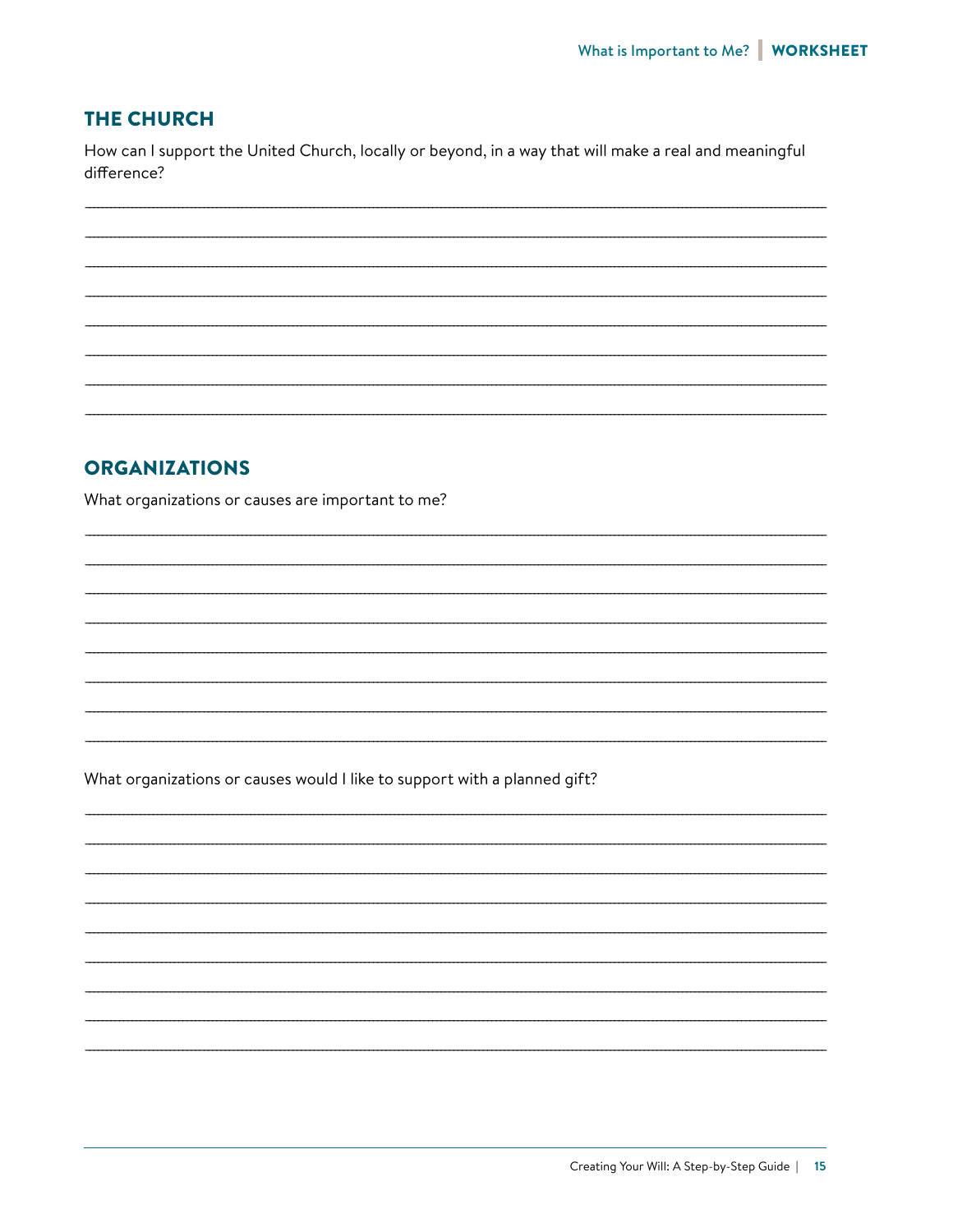## THE CHURCH

How can I support the United Church, locally or beyond, in a way that will make a real and meaningful difference?

## ORGANIZATIONS

What organizations or causes are important to me?

What organizations or causes would I like to support with a planned gift?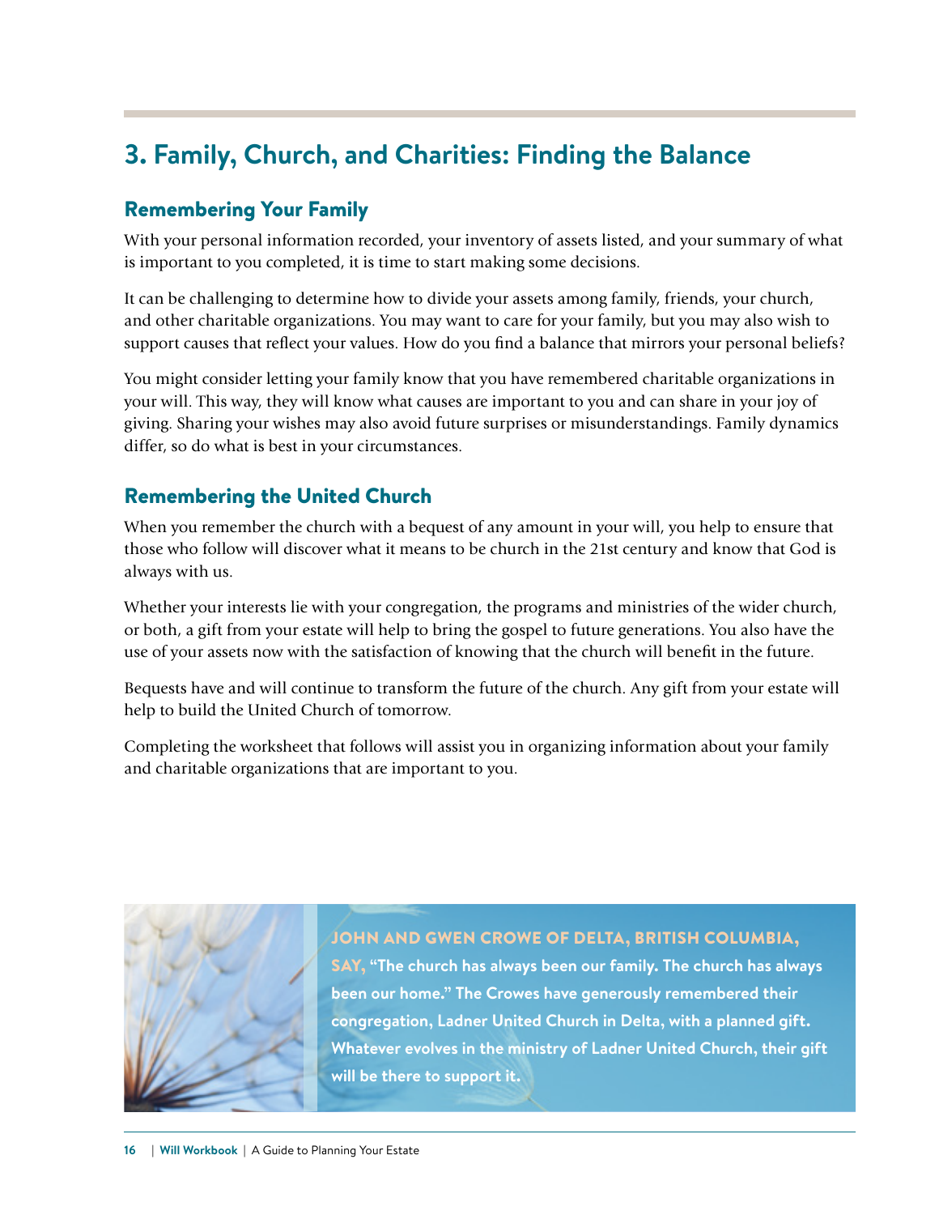# 3. Family, Church, and Charities: Finding the Balance

## Remembering Your Family

With your personal information recorded, your inventory of assets listed, and your summary of what is important to you completed, it is time to start making some decisions.

It can be challenging to determine how to divide your assets among family, friends, your church, and other charitable organizations. You may want to care for your family, but you may also wish to support causes that reflect your values. How do you find a balance that mirrors your personal beliefs?

You might consider letting your family know that you have remembered charitable organizations in your will. This way, they will know what causes are important to you and can share in your joy of giving. Sharing your wishes may also avoid future surprises or misunderstandings. Family dynamics differ, so do what is best in your circumstances.

## Remembering the United Church

When you remember the church with a bequest of any amount in your will, you help to ensure that those who follow will discover what it means to be church in the 21st century and know that God is always with us.

Whether your interests lie with your congregation, the programs and ministries of the wider church, or both, a gift from your estate will help to bring the gospel to future generations. You also have the use of your assets now with the satisfaction of knowing that the church will benefit in the future.

Bequests have and will continue to transform the future of the church. Any gift from your estate will help to build the United Church of tomorrow.

Completing the worksheet that follows will assist you in organizing information about your family and charitable organizations that are important to you.

**JOHN AND GWEN CROWE OF DELTA, BRITISH COLUMBIA, SAY, "The church has always been our family. The church has always been our home." The Crowes have generously remembered their congregation, Ladner United Church in Delta, with a planned gift. Whatever evolves in the ministry of Ladner United Church, their gift will be there to support it.**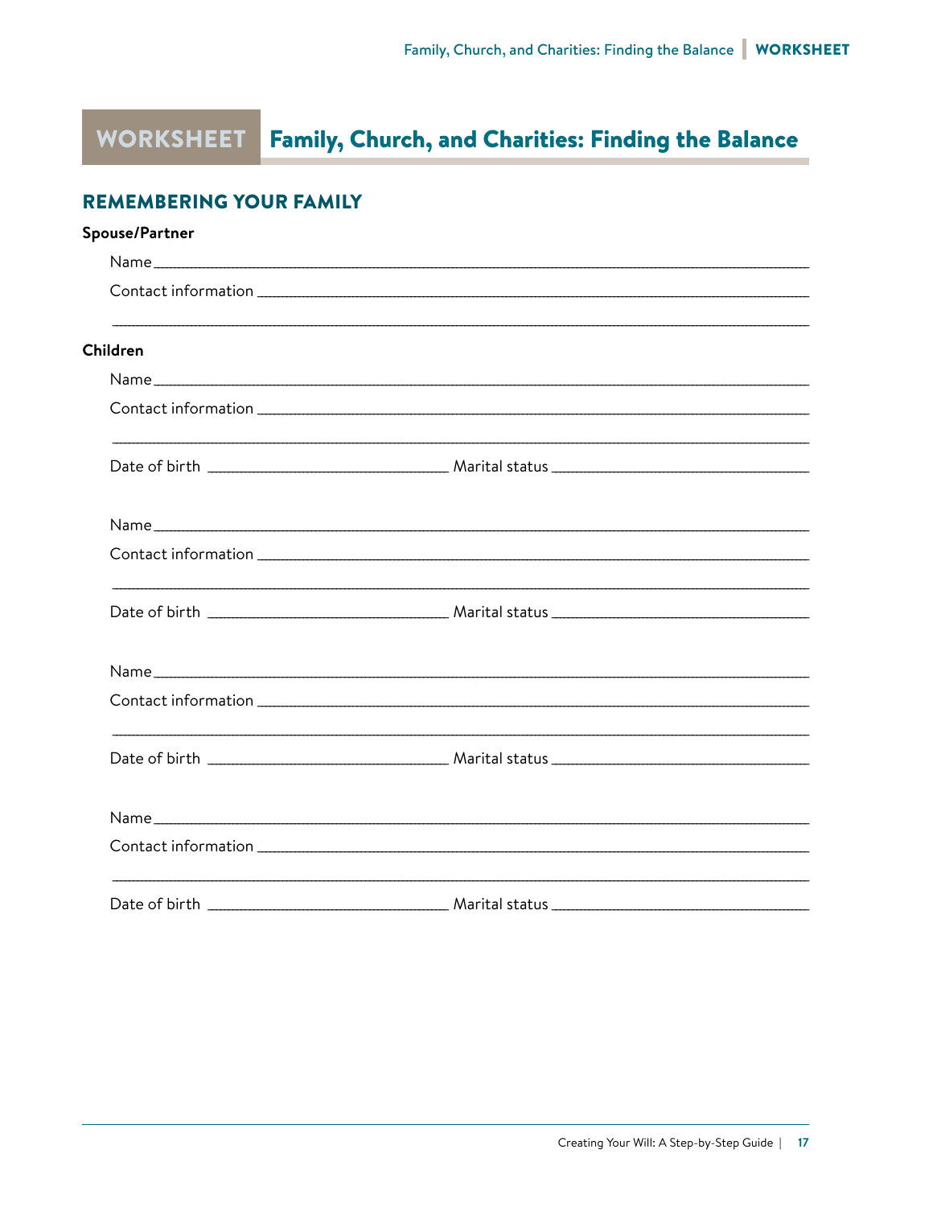# WORKSHEET Family, Church, and Charities: Finding the Balance

## REMEMBERING YOUR FAMILY

**Spouse/Partner**

Name ______________________________________________

Contact information ______________________________________________

______________________________________________

**Children**

Name ______________________________________________

Contact information ______________________________________________

______________________________________________

Date of birth ____________________ Marital status ____________________

Name ______________________________________________

Contact information ______________________________________________

______________________________________________

Date of birth ____________________ Marital status ____________________

Name ______________________________________________

Contact information ______________________________________________

______________________________________________

Date of birth ____________________ Marital status ____________________

Name ______________________________________________

Contact information ______________________________________________

______________________________________________

Date of birth ____________________ Marital status ____________________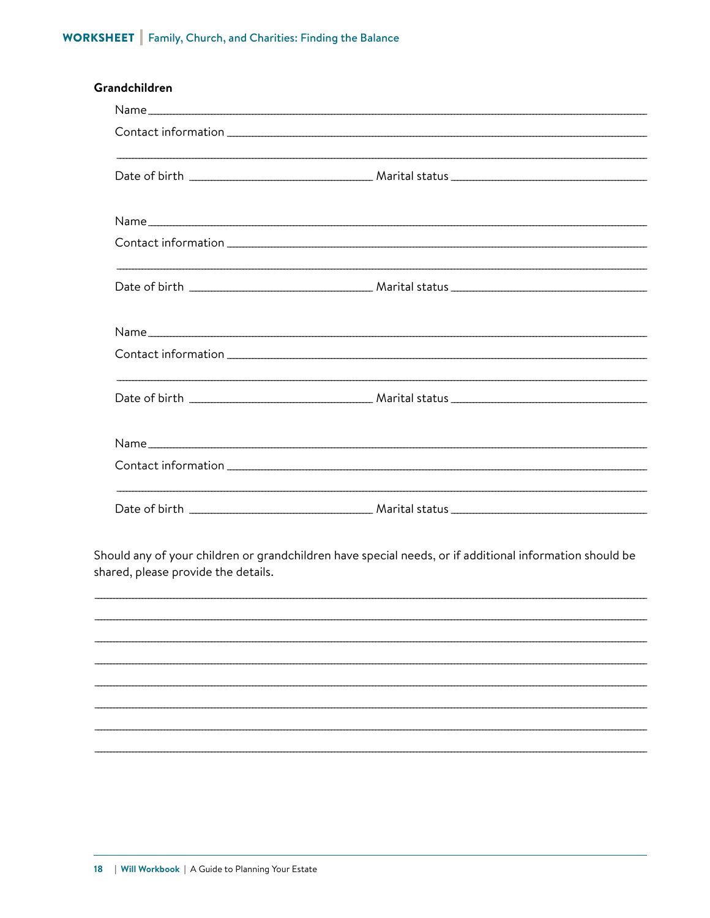**Grandchildren**

Name ____________________________________________

Contact information ____________________________________________

____________________________________________

Date of birth ____________________ Marital status ____________________

Name ____________________________________________

Contact information ____________________________________________

____________________________________________

Date of birth ____________________ Marital status ____________________

Name ____________________________________________

Contact information ____________________________________________

____________________________________________

Date of birth ____________________ Marital status ____________________

Name ____________________________________________

Contact information ____________________________________________

____________________________________________

Date of birth ____________________ Marital status ____________________

Should any of your children or grandchildren have special needs, or if additional information should be shared, please provide the details.

____________________________________________

____________________________________________

____________________________________________

____________________________________________

____________________________________________

____________________________________________

____________________________________________

____________________________________________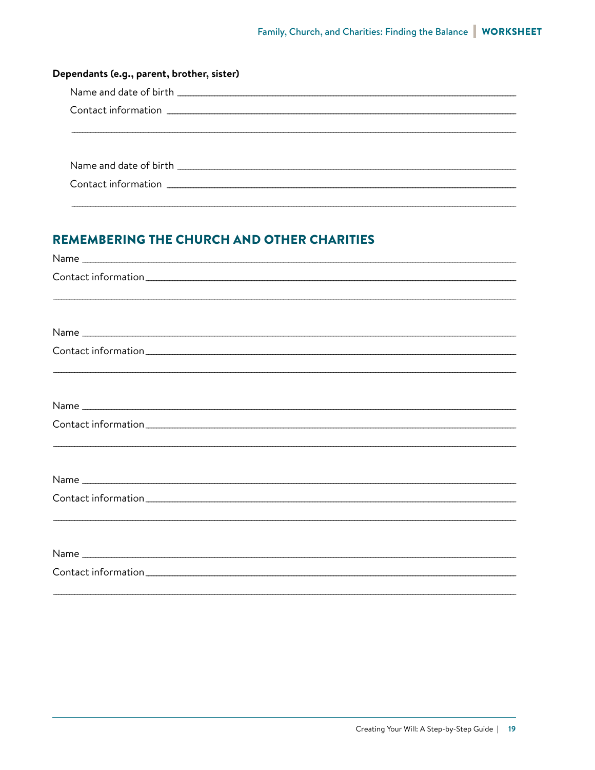**Dependants (e.g., parent, brother, sister)**

Name and date of birth ______________________________________________

Contact information ______________________________________________

______________________________________________

Name and date of birth ______________________________________________

Contact information ______________________________________________

______________________________________________

## REMEMBERING THE CHURCH AND OTHER CHARITIES

Name ______________________________________________

Contact information ______________________________________________

______________________________________________

Name ______________________________________________

Contact information ______________________________________________

______________________________________________

Name ______________________________________________

Contact information ______________________________________________

______________________________________________

Name ______________________________________________

Contact information ______________________________________________

______________________________________________

Name ______________________________________________

Contact information ______________________________________________

______________________________________________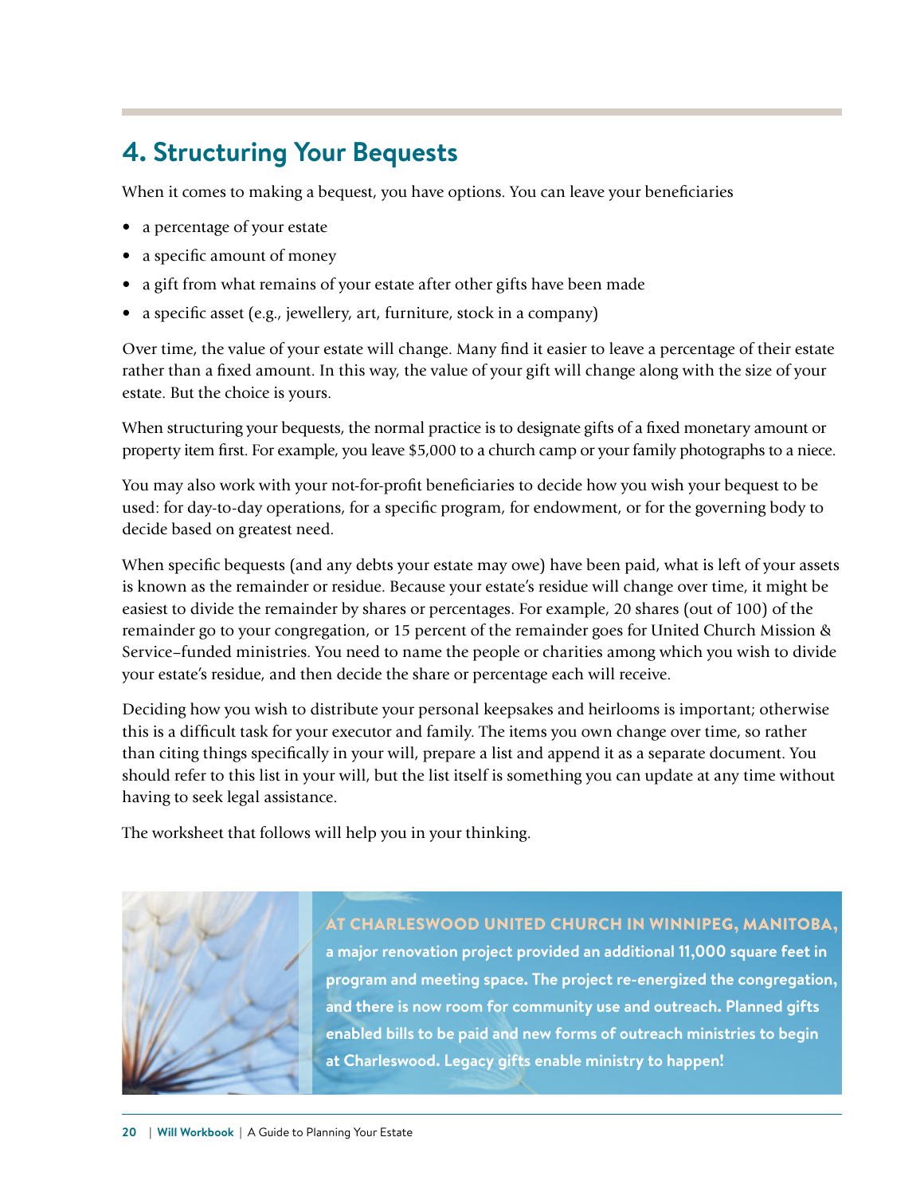## 4. Structuring Your Bequests

When it comes to making a bequest, you have options. You can leave your beneficiaries

- a percentage of your estate
- a specific amount of money
- a gift from what remains of your estate after other gifts have been made
- a specific asset (e.g., jewellery, art, furniture, stock in a company)

Over time, the value of your estate will change. Many find it easier to leave a percentage of their estate rather than a fixed amount. In this way, the value of your gift will change along with the size of your estate. But the choice is yours.

When structuring your bequests, the normal practice is to designate gifts of a fixed monetary amount or property item first. For example, you leave $5,000 to a church camp or your family photographs to a niece.

You may also work with your not-for-profit beneficiaries to decide how you wish your bequest to be used: for day-to-day operations, for a specific program, for endowment, or for the governing body to decide based on greatest need.

When specific bequests (and any debts your estate may owe) have been paid, what is left of your assets is known as the remainder or residue. Because your estate's residue will change over time, it might be easiest to divide the remainder by shares or percentages. For example, 20 shares (out of 100) of the remainder go to your congregation, or 15 percent of the remainder goes for United Church Mission & Service–funded ministries. You need to name the people or charities among which you wish to divide your estate's residue, and then decide the share or percentage each will receive.

Deciding how you wish to distribute your personal keepsakes and heirlooms is important; otherwise this is a difficult task for your executor and family. The items you own change over time, so rather than citing things specifically in your will, prepare a list and append it as a separate document. You should refer to this list in your will, but the list itself is something you can update at any time without having to seek legal assistance.

The worksheet that follows will help you in your thinking.

**AT CHARLESWOOD UNITED CHURCH IN WINNIPEG, MANITOBA, a major renovation project provided an additional 11,000 square feet in program and meeting space. The project re-energized the congregation, and there is now room for community use and outreach. Planned gifts enabled bills to be paid and new forms of outreach ministries to begin at Charleswood. Legacy gifts enable ministry to happen!**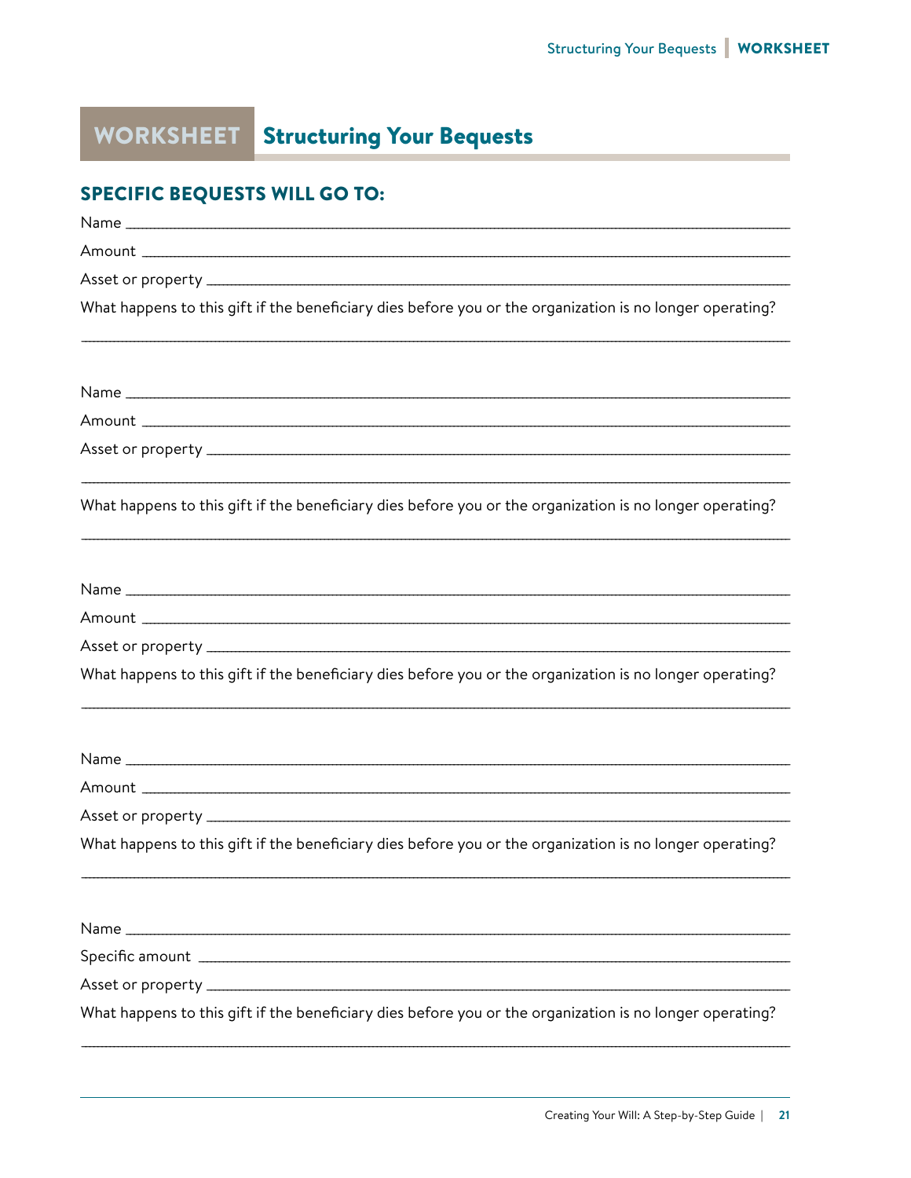# WORKSHEET Structuring Your Bequests

## SPECIFIC BEQUESTS WILL GO TO:

Name ___________________________________________

Amount ___________________________________________

Asset or property ___________________________________________

What happens to this gift if the beneficiary dies before you or the organization is no longer operating?

___________________________________________

Name ___________________________________________

Amount ___________________________________________

Asset or property ___________________________________________

___________________________________________

What happens to this gift if the beneficiary dies before you or the organization is no longer operating?

___________________________________________

Name ___________________________________________

Amount ___________________________________________

Asset or property ___________________________________________

What happens to this gift if the beneficiary dies before you or the organization is no longer operating?

___________________________________________

Name ___________________________________________

Amount ___________________________________________

Asset or property ___________________________________________

What happens to this gift if the beneficiary dies before you or the organization is no longer operating?

___________________________________________

Name ___________________________________________

Specific amount ___________________________________________

Asset or property ___________________________________________

What happens to this gift if the beneficiary dies before you or the organization is no longer operating?

___________________________________________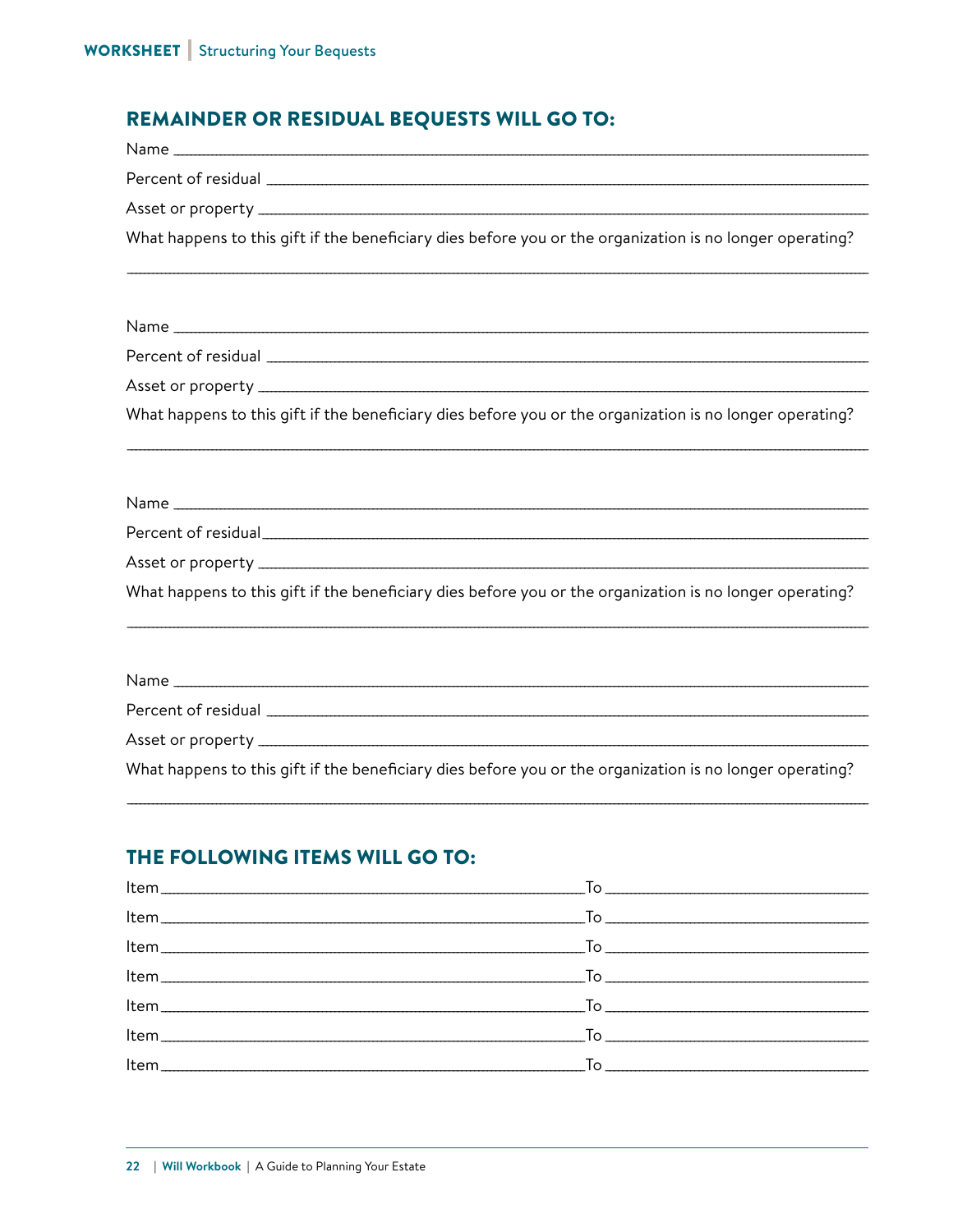WORKSHEET | Structuring Your Bequests

## REMAINDER OR RESIDUAL BEQUESTS WILL GO TO:

Name ___________________________________________

Percent of residual ___________________________________________

Asset or property ___________________________________________

What happens to this gift if the beneficiary dies before you or the organization is no longer operating?

___________________________________________

Name ___________________________________________

Percent of residual ___________________________________________

Asset or property ___________________________________________

What happens to this gift if the beneficiary dies before you or the organization is no longer operating?

___________________________________________

Name ___________________________________________

Percent of residual ___________________________________________

Asset or property ___________________________________________

What happens to this gift if the beneficiary dies before you or the organization is no longer operating?

___________________________________________

Name ___________________________________________

Percent of residual ___________________________________________

Asset or property ___________________________________________

What happens to this gift if the beneficiary dies before you or the organization is no longer operating?

___________________________________________

## THE FOLLOWING ITEMS WILL GO TO:

Item ______________________________ To ______________________

Item ______________________________ To ______________________

Item ______________________________ To ______________________

Item ______________________________ To ______________________

Item ______________________________ To ______________________

Item ______________________________ To ______________________

Item ______________________________ To ______________________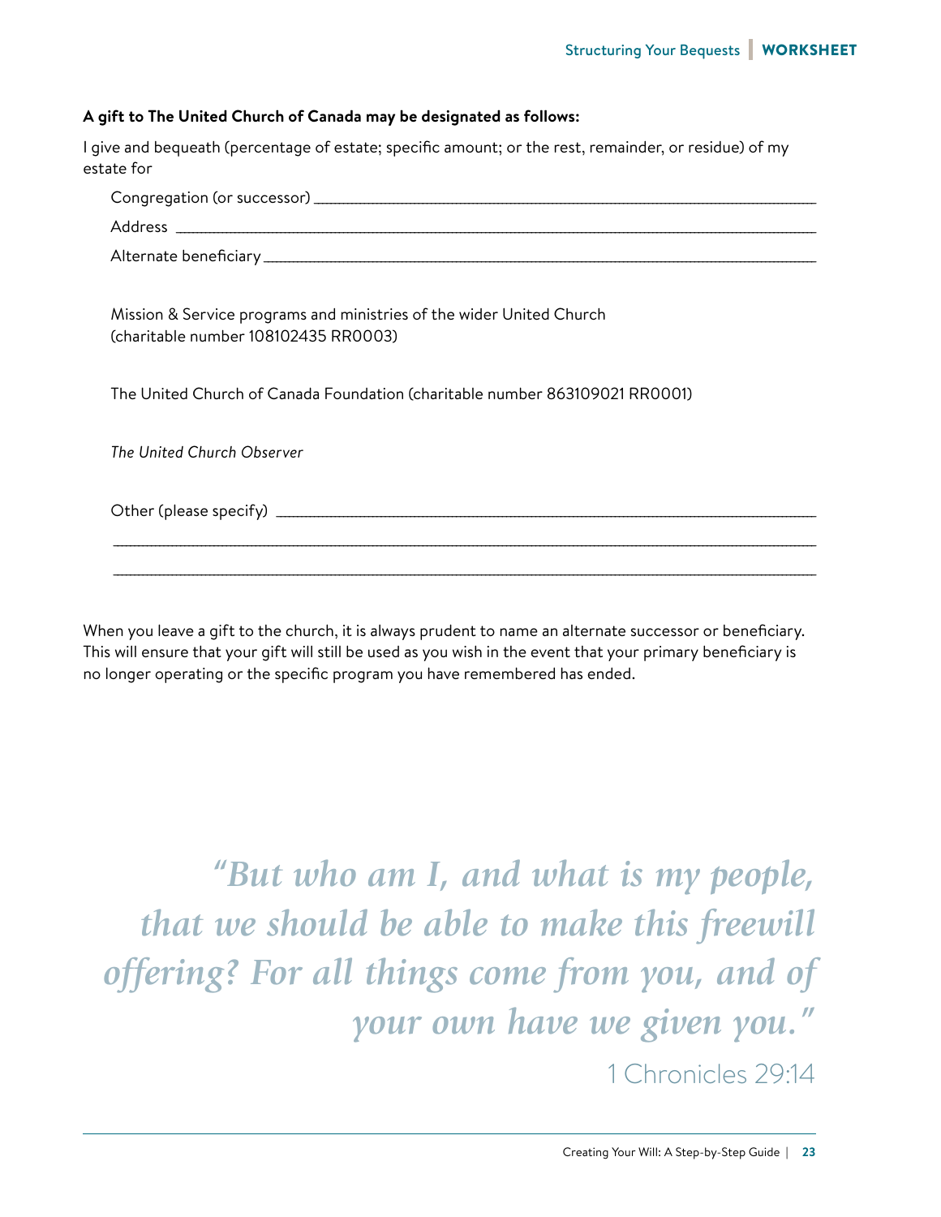**A gift to The United Church of Canada may be designated as follows:**

I give and bequeath (percentage of estate; specific amount; or the rest, remainder, or residue) of my estate for

Congregation (or successor) ______________________________

Address ______________________________

Alternate beneficiary ______________________________

Mission & Service programs and ministries of the wider United Church (charitable number 108102435 RR0003)

The United Church of Canada Foundation (charitable number 863109021 RR0001)

*The United Church Observer*

Other (please specify) ______________________________

______________________________

______________________________

When you leave a gift to the church, it is always prudent to name an alternate successor or beneficiary. This will ensure that your gift will still be used as you wish in the event that your primary beneficiary is no longer operating or the specific program you have remembered has ended.

*"But who am I, and what is my people, that we should be able to make this freewill offering? For all things come from you, and of your own have we given you."*

1 Chronicles 29:14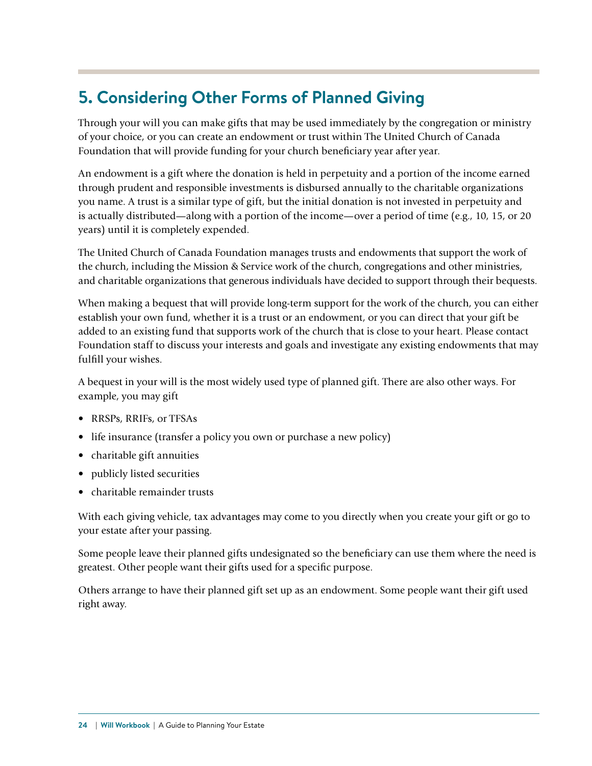## 5. Considering Other Forms of Planned Giving

Through your will you can make gifts that may be used immediately by the congregation or ministry of your choice, or you can create an endowment or trust within The United Church of Canada Foundation that will provide funding for your church beneficiary year after year.

An endowment is a gift where the donation is held in perpetuity and a portion of the income earned through prudent and responsible investments is disbursed annually to the charitable organizations you name. A trust is a similar type of gift, but the initial donation is not invested in perpetuity and is actually distributed—along with a portion of the income—over a period of time (e.g., 10, 15, or 20 years) until it is completely expended.

The United Church of Canada Foundation manages trusts and endowments that support the work of the church, including the Mission & Service work of the church, congregations and other ministries, and charitable organizations that generous individuals have decided to support through their bequests.

When making a bequest that will provide long-term support for the work of the church, you can either establish your own fund, whether it is a trust or an endowment, or you can direct that your gift be added to an existing fund that supports work of the church that is close to your heart. Please contact Foundation staff to discuss your interests and goals and investigate any existing endowments that may fulfill your wishes.

A bequest in your will is the most widely used type of planned gift. There are also other ways. For example, you may gift

- RRSPs, RRIFs, or TFSAs
- life insurance (transfer a policy you own or purchase a new policy)
- charitable gift annuities
- publicly listed securities
- charitable remainder trusts

With each giving vehicle, tax advantages may come to you directly when you create your gift or go to your estate after your passing.

Some people leave their planned gifts undesignated so the beneficiary can use them where the need is greatest. Other people want their gifts used for a specific purpose.

Others arrange to have their planned gift set up as an endowment. Some people want their gift used right away.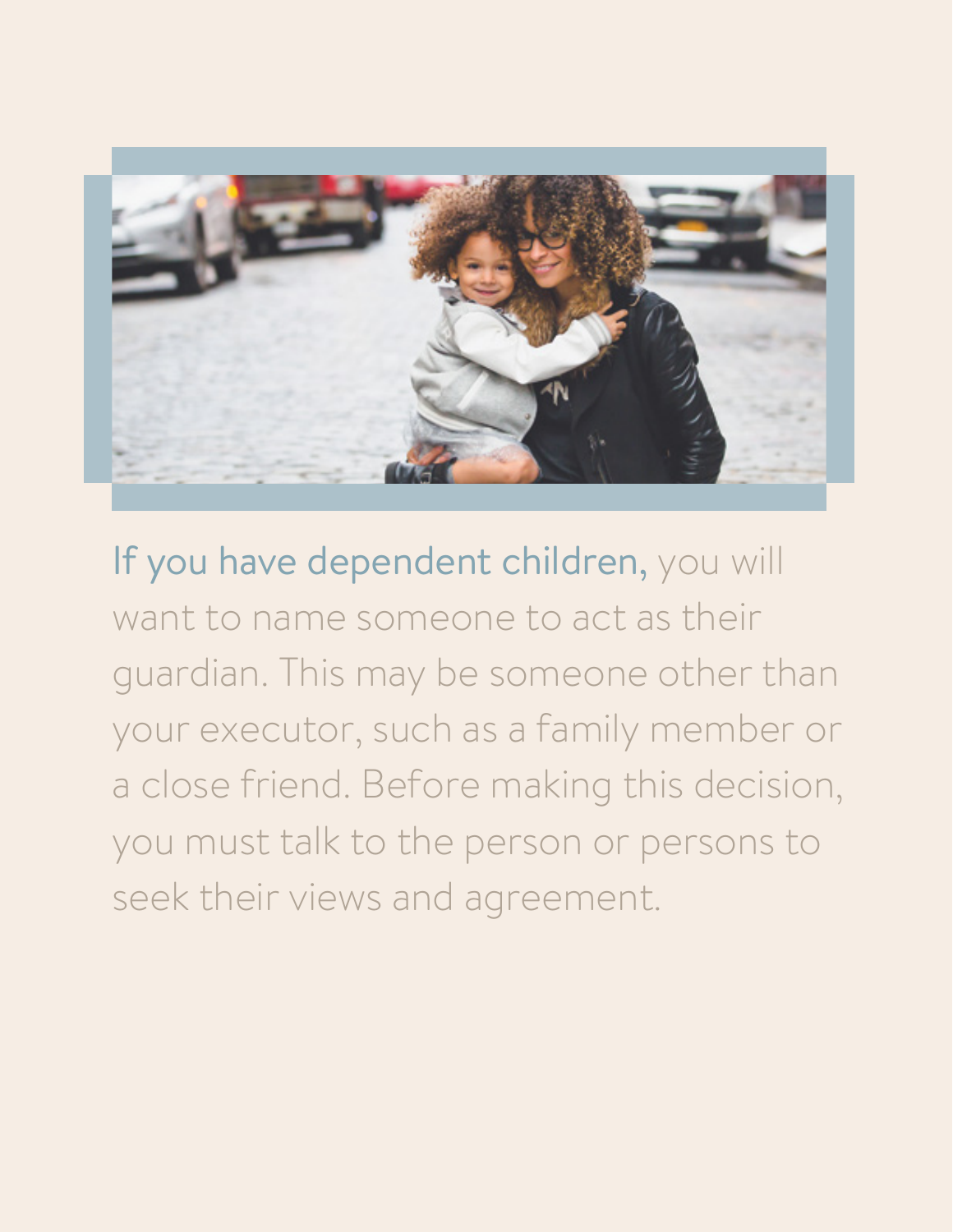If you have dependent children, you will want to name someone to act as their guardian. This may be someone other than your executor, such as a family member or a close friend. Before making this decision, you must talk to the person or persons to seek their views and agreement.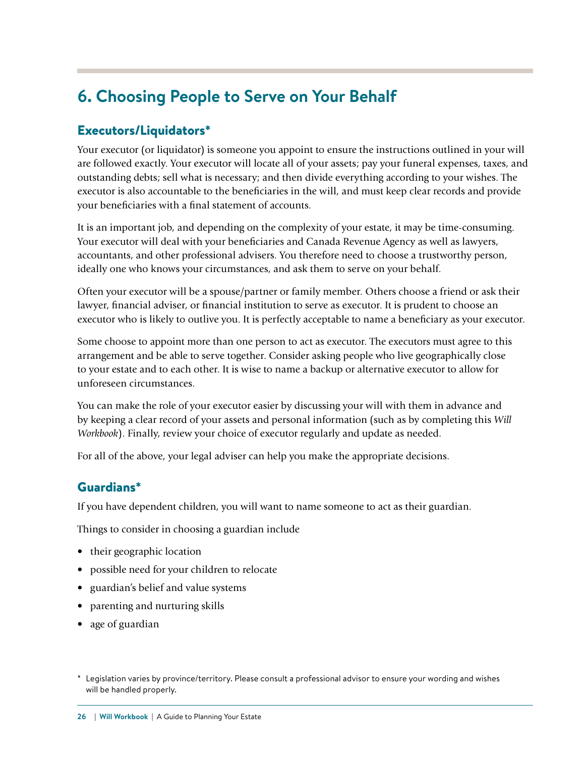# 6. Choosing People to Serve on Your Behalf

## Executors/Liquidators*

Your executor (or liquidator) is someone you appoint to ensure the instructions outlined in your will are followed exactly. Your executor will locate all of your assets; pay your funeral expenses, taxes, and outstanding debts; sell what is necessary; and then divide everything according to your wishes. The executor is also accountable to the beneficiaries in the will, and must keep clear records and provide your beneficiaries with a final statement of accounts.

It is an important job, and depending on the complexity of your estate, it may be time-consuming. Your executor will deal with your beneficiaries and Canada Revenue Agency as well as lawyers, accountants, and other professional advisers. You therefore need to choose a trustworthy person, ideally one who knows your circumstances, and ask them to serve on your behalf.

Often your executor will be a spouse/partner or family member. Others choose a friend or ask their lawyer, financial adviser, or financial institution to serve as executor. It is prudent to choose an executor who is likely to outlive you. It is perfectly acceptable to name a beneficiary as your executor.

Some choose to appoint more than one person to act as executor. The executors must agree to this arrangement and be able to serve together. Consider asking people who live geographically close to your estate and to each other. It is wise to name a backup or alternative executor to allow for unforeseen circumstances.

You can make the role of your executor easier by discussing your will with them in advance and by keeping a clear record of your assets and personal information (such as by completing this *Will Workbook*). Finally, review your choice of executor regularly and update as needed.

For all of the above, your legal adviser can help you make the appropriate decisions.

## Guardians*

If you have dependent children, you will want to name someone to act as their guardian.

Things to consider in choosing a guardian include

- their geographic location
- possible need for your children to relocate
- guardian's belief and value systems
- parenting and nurturing skills
- age of guardian

* Legislation varies by province/territory. Please consult a professional advisor to ensure your wording and wishes will be handled properly.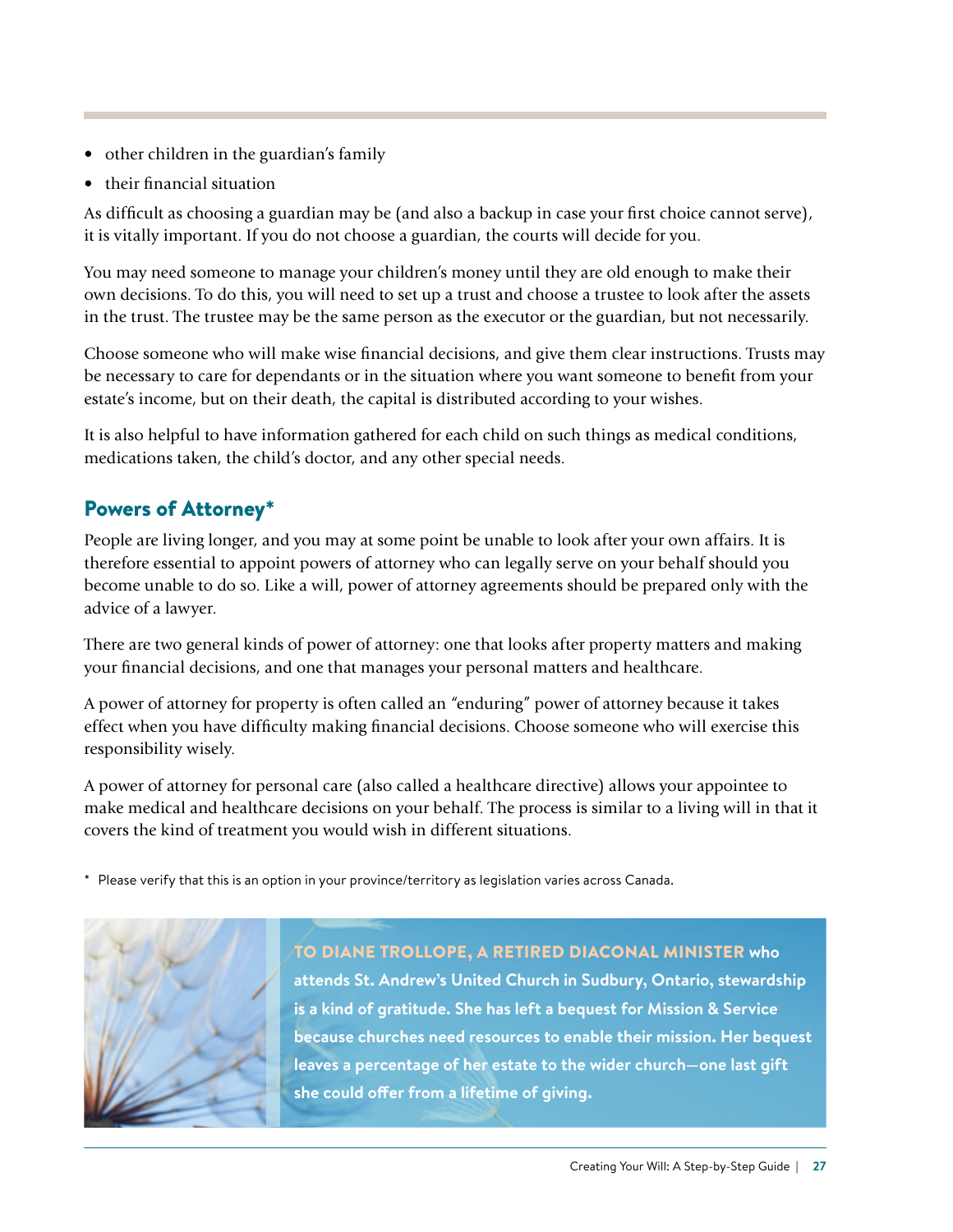- other children in the guardian's family
- their financial situation

As difficult as choosing a guardian may be (and also a backup in case your first choice cannot serve), it is vitally important. If you do not choose a guardian, the courts will decide for you.

You may need someone to manage your children's money until they are old enough to make their own decisions. To do this, you will need to set up a trust and choose a trustee to look after the assets in the trust. The trustee may be the same person as the executor or the guardian, but not necessarily.

Choose someone who will make wise financial decisions, and give them clear instructions. Trusts may be necessary to care for dependants or in the situation where you want someone to benefit from your estate's income, but on their death, the capital is distributed according to your wishes.

It is also helpful to have information gathered for each child on such things as medical conditions, medications taken, the child's doctor, and any other special needs.

## Powers of Attorney*

People are living longer, and you may at some point be unable to look after your own affairs. It is therefore essential to appoint powers of attorney who can legally serve on your behalf should you become unable to do so. Like a will, power of attorney agreements should be prepared only with the advice of a lawyer.

There are two general kinds of power of attorney: one that looks after property matters and making your financial decisions, and one that manages your personal matters and healthcare.

A power of attorney for property is often called an "enduring" power of attorney because it takes effect when you have difficulty making financial decisions. Choose someone who will exercise this responsibility wisely.

A power of attorney for personal care (also called a healthcare directive) allows your appointee to make medical and healthcare decisions on your behalf. The process is similar to a living will in that it covers the kind of treatment you would wish in different situations.

\* Please verify that this is an option in your province/territory as legislation varies across Canada.

**TO DIANE TROLLOPE, A RETIRED DIACONAL MINISTER who attends St. Andrew's United Church in Sudbury, Ontario, stewardship is a kind of gratitude. She has left a bequest for Mission & Service because churches need resources to enable their mission. Her bequest leaves a percentage of her estate to the wider church—one last gift she could offer from a lifetime of giving.**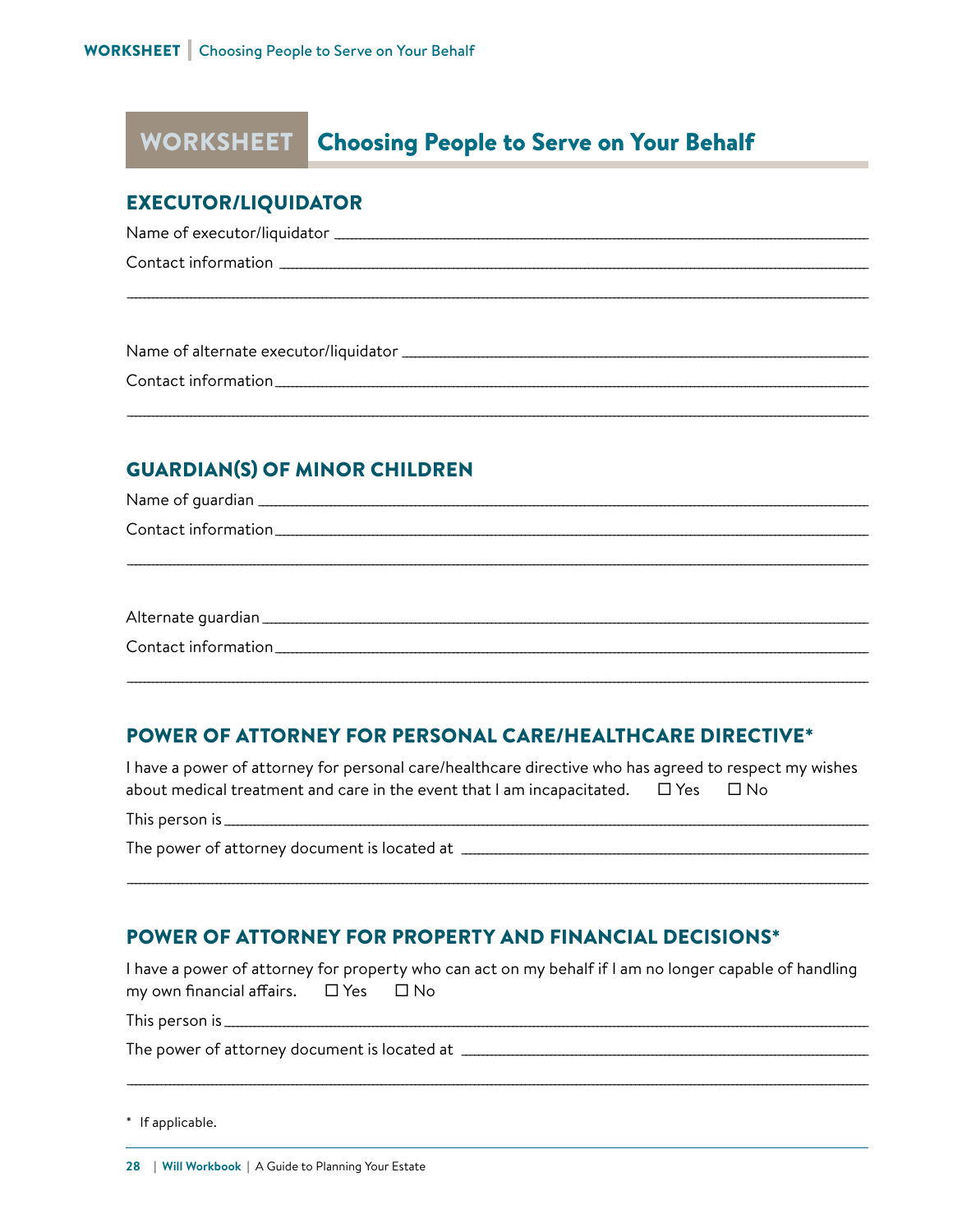# WORKSHEET Choosing People to Serve on Your Behalf

## EXECUTOR/LIQUIDATOR

Name of executor/liquidator ______________________________________________

Contact information ______________________________________________

______________________________________________

Name of alternate executor/liquidator ______________________________________________

Contact information ______________________________________________

______________________________________________

## GUARDIAN(S) OF MINOR CHILDREN

Name of guardian ______________________________________________

Contact information ______________________________________________

______________________________________________

Alternate guardian ______________________________________________

Contact information ______________________________________________

______________________________________________

## POWER OF ATTORNEY FOR PERSONAL CARE/HEALTHCARE DIRECTIVE*

I have a power of attorney for personal care/healthcare directive who has agreed to respect my wishes about medical treatment and care in the event that I am incapacitated. ☐ Yes ☐ No

This person is ______________________________________________

The power of attorney document is located at ______________________________________________

______________________________________________

## POWER OF ATTORNEY FOR PROPERTY AND FINANCIAL DECISIONS*

I have a power of attorney for property who can act on my behalf if I am no longer capable of handling my own financial affairs. ☐ Yes ☐ No

This person is ______________________________________________

The power of attorney document is located at ______________________________________________

______________________________________________

* If applicable.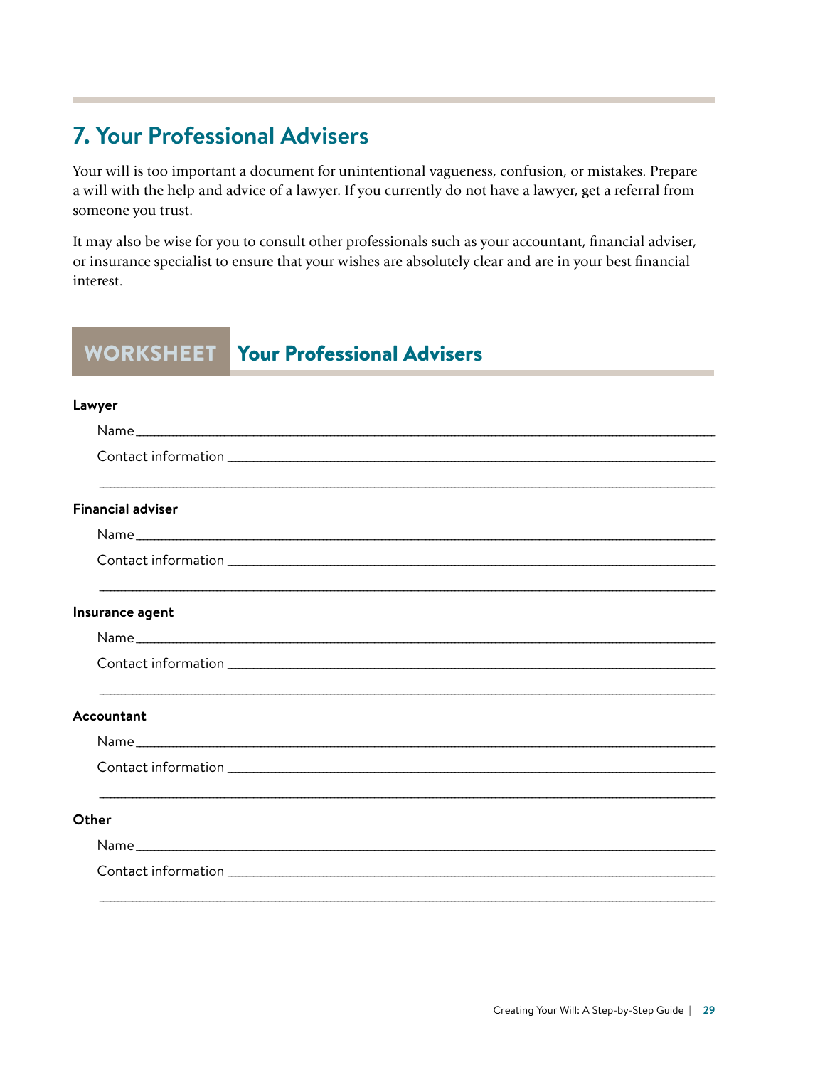## 7. Your Professional Advisers

Your will is too important a document for unintentional vagueness, confusion, or mistakes. Prepare a will with the help and advice of a lawyer. If you currently do not have a lawyer, get a referral from someone you trust.

It may also be wise for you to consult other professionals such as your accountant, financial adviser, or insurance specialist to ensure that your wishes are absolutely clear and are in your best financial interest.

### WORKSHEET Your Professional Advisers

**Lawyer**

Name ____________________________________________

Contact information ____________________________________________

____________________________________________

**Financial adviser**

Name ____________________________________________

Contact information ____________________________________________

____________________________________________

**Insurance agent**

Name ____________________________________________

Contact information ____________________________________________

____________________________________________

**Accountant**

Name ____________________________________________

Contact information ____________________________________________

____________________________________________

**Other**

Name ____________________________________________

Contact information ____________________________________________

____________________________________________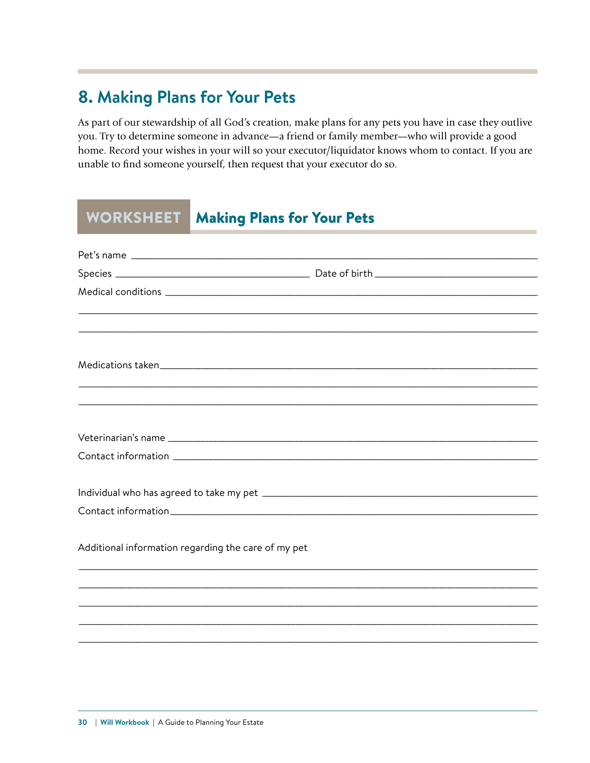## 8. Making Plans for Your Pets

As part of our stewardship of all God's creation, make plans for any pets you have in case they outlive you. Try to determine someone in advance—a friend or family member—who will provide a good home. Record your wishes in your will so your executor/liquidator knows whom to contact. If you are unable to find someone yourself, then request that your executor do so.

### WORKSHEET Making Plans for Your Pets

Pet's name ____________________________________________

Species ______________________ Date of birth ______________________

Medical conditions ____________________________________________

______________________________________________________________

______________________________________________________________

Medications taken ____________________________________________

______________________________________________________________

______________________________________________________________

Veterinarian's name ____________________________________________

Contact information ____________________________________________

Individual who has agreed to take my pet ______________________________

Contact information ____________________________________________

Additional information regarding the care of my pet

______________________________________________________________

______________________________________________________________

______________________________________________________________

______________________________________________________________

______________________________________________________________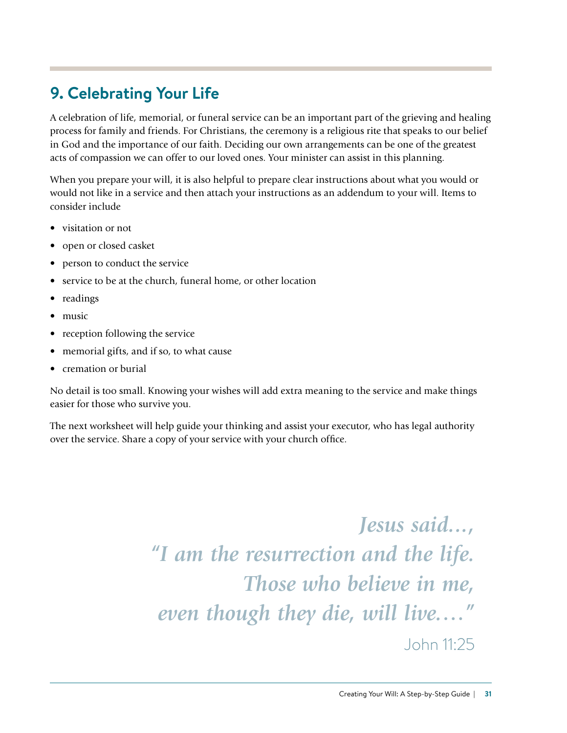## 9. Celebrating Your Life

A celebration of life, memorial, or funeral service can be an important part of the grieving and healing process for family and friends. For Christians, the ceremony is a religious rite that speaks to our belief in God and the importance of our faith. Deciding our own arrangements can be one of the greatest acts of compassion we can offer to our loved ones. Your minister can assist in this planning.

When you prepare your will, it is also helpful to prepare clear instructions about what you would or would not like in a service and then attach your instructions as an addendum to your will. Items to consider include

- visitation or not
- open or closed casket
- person to conduct the service
- service to be at the church, funeral home, or other location
- readings
- music
- reception following the service
- memorial gifts, and if so, to what cause
- cremation or burial

No detail is too small. Knowing your wishes will add extra meaning to the service and make things easier for those who survive you.

The next worksheet will help guide your thinking and assist your executor, who has legal authority over the service. Share a copy of your service with your church office.

*Jesus said…,*
*“I am the resurrection and the life.*
*Those who believe in me,*
*even though they die, will live.…”*

John 11:25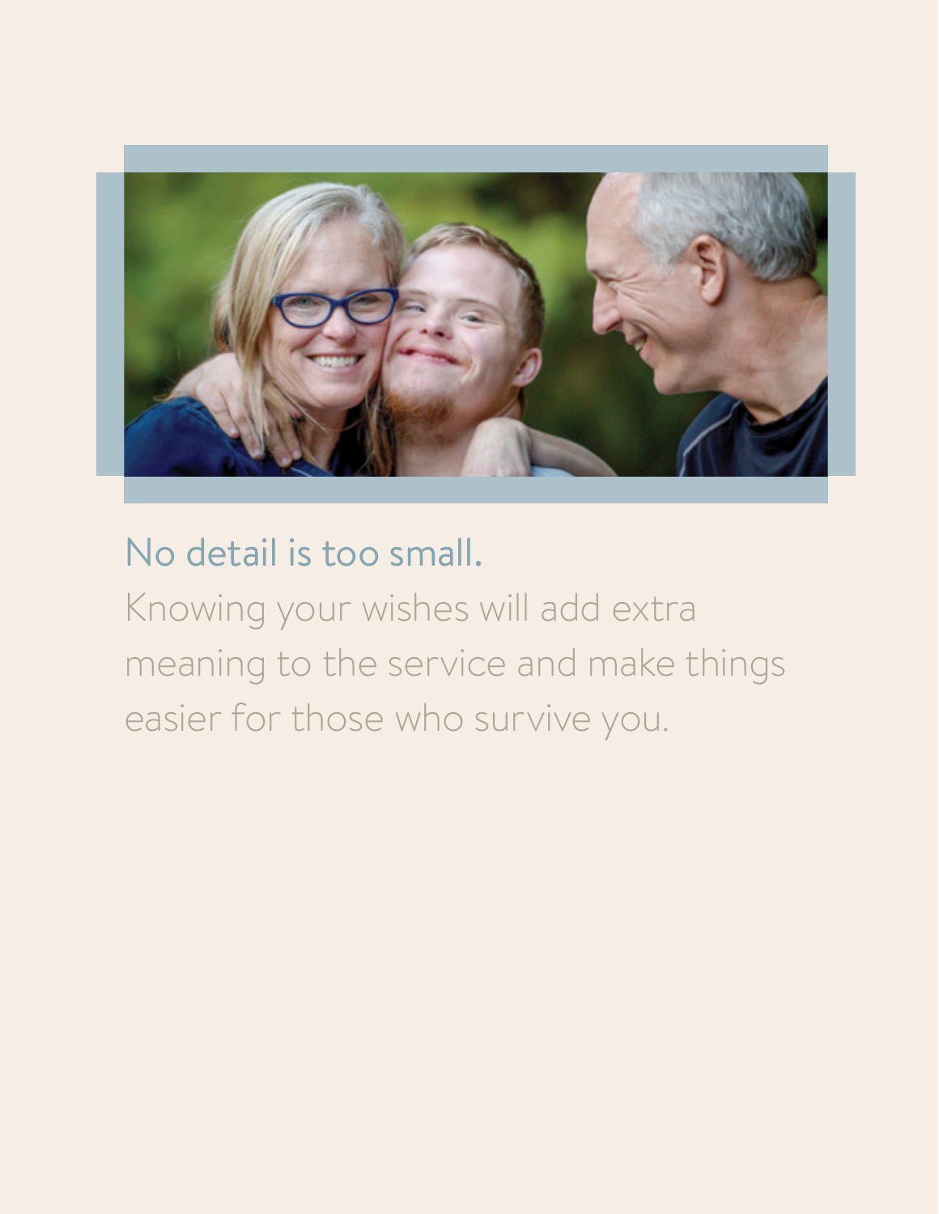## No detail is too small.

Knowing your wishes will add extra meaning to the service and make things easier for those who survive you.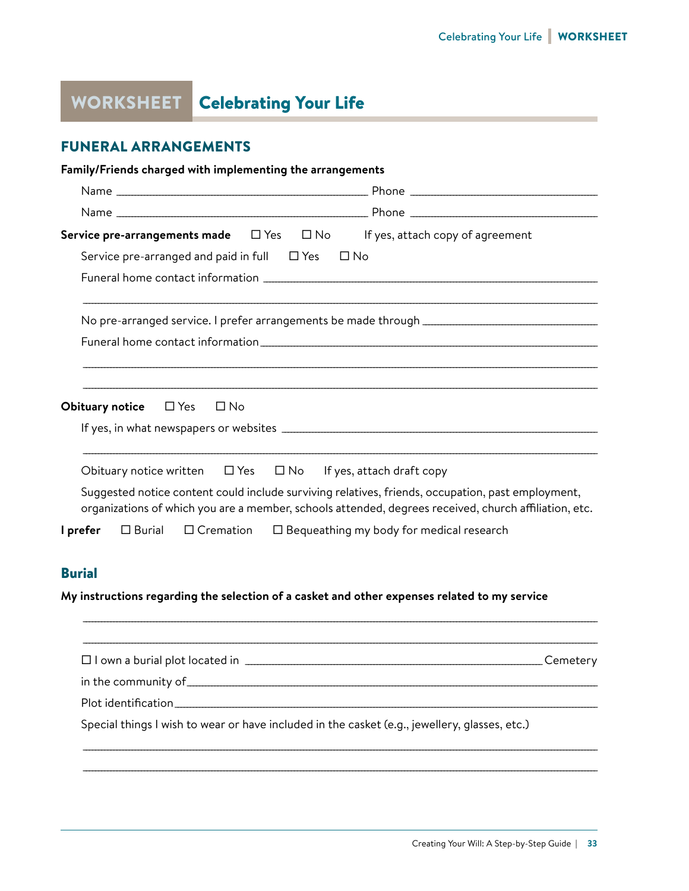# WORKSHEET Celebrating Your Life

## FUNERAL ARRANGEMENTS

**Family/Friends charged with implementing the arrangements**

Name ______________________________ Phone ______________________

Name ______________________________ Phone ______________________

**Service pre-arrangements made** ☐ Yes ☐ No If yes, attach copy of agreement

Service pre-arranged and paid in full ☐ Yes ☐ No

Funeral home contact information ______________________________________________

______________________________________________________________________________

No pre-arranged service. I prefer arrangements be made through ______________________

Funeral home contact information ______________________________________________

______________________________________________________________________________

______________________________________________________________________________

**Obituary notice** ☐ Yes ☐ No

If yes, in what newspapers or websites ______________________________________________

______________________________________________________________________________

Obituary notice written ☐ Yes ☐ No If yes, attach draft copy

Suggested notice content could include surviving relatives, friends, occupation, past employment, organizations of which you are a member, schools attended, degrees received, church affiliation, etc.

**I prefer** ☐ Burial ☐ Cremation ☐ Bequeathing my body for medical research

### Burial

**My instructions regarding the selection of a casket and other expenses related to my service**

______________________________________________________________________________

______________________________________________________________________________

☐ I own a burial plot located in ______________________________________ Cemetery

in the community of ____________________________________________________________

Plot identification ______________________________________________________________

Special things I wish to wear or have included in the casket (e.g., jewellery, glasses, etc.)

______________________________________________________________________________

______________________________________________________________________________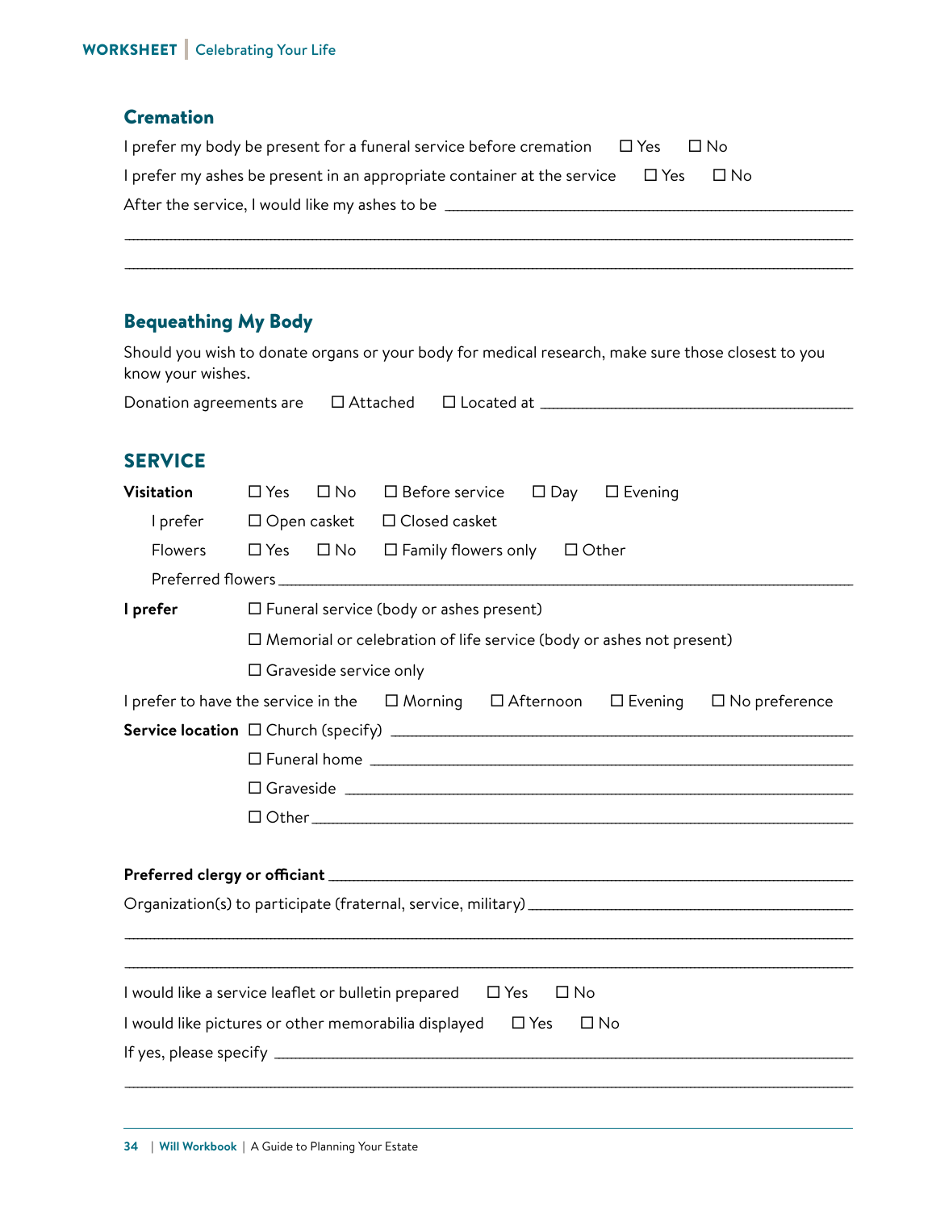## Cremation

I prefer my body be present for a funeral service before cremation ☐ Yes ☐ No

I prefer my ashes be present in an appropriate container at the service ☐ Yes ☐ No

After the service, I would like my ashes to be ______________________________________________

______________________________________________________________________________

______________________________________________________________________________

## Bequeathing My Body

Should you wish to donate organs or your body for medical research, make sure those closest to you know your wishes.

Donation agreements are ☐ Attached ☐ Located at ______________________________________

## SERVICE

**Visitation** ☐ Yes ☐ No ☐ Before service ☐ Day ☐ Evening

I prefer ☐ Open casket ☐ Closed casket

Flowers ☐ Yes ☐ No ☐ Family flowers only ☐ Other

Preferred flowers ______________________________________________________________

**I prefer** ☐ Funeral service (body or ashes present)

☐ Memorial or celebration of life service (body or ashes not present)

☐ Graveside service only

I prefer to have the service in the ☐ Morning ☐ Afternoon ☐ Evening ☐ No preference

**Service location** ☐ Church (specify) ______________________________________________

☐ Funeral home ______________________________________________

☐ Graveside ______________________________________________

☐ Other ______________________________________________

**Preferred clergy or officiant** ______________________________________________

Organization(s) to participate (fraternal, service, military) ______________________________

______________________________________________________________________________

______________________________________________________________________________

I would like a service leaflet or bulletin prepared ☐ Yes ☐ No

I would like pictures or other memorabilia displayed ☐ Yes ☐ No

If yes, please specify ______________________________________________

______________________________________________________________________________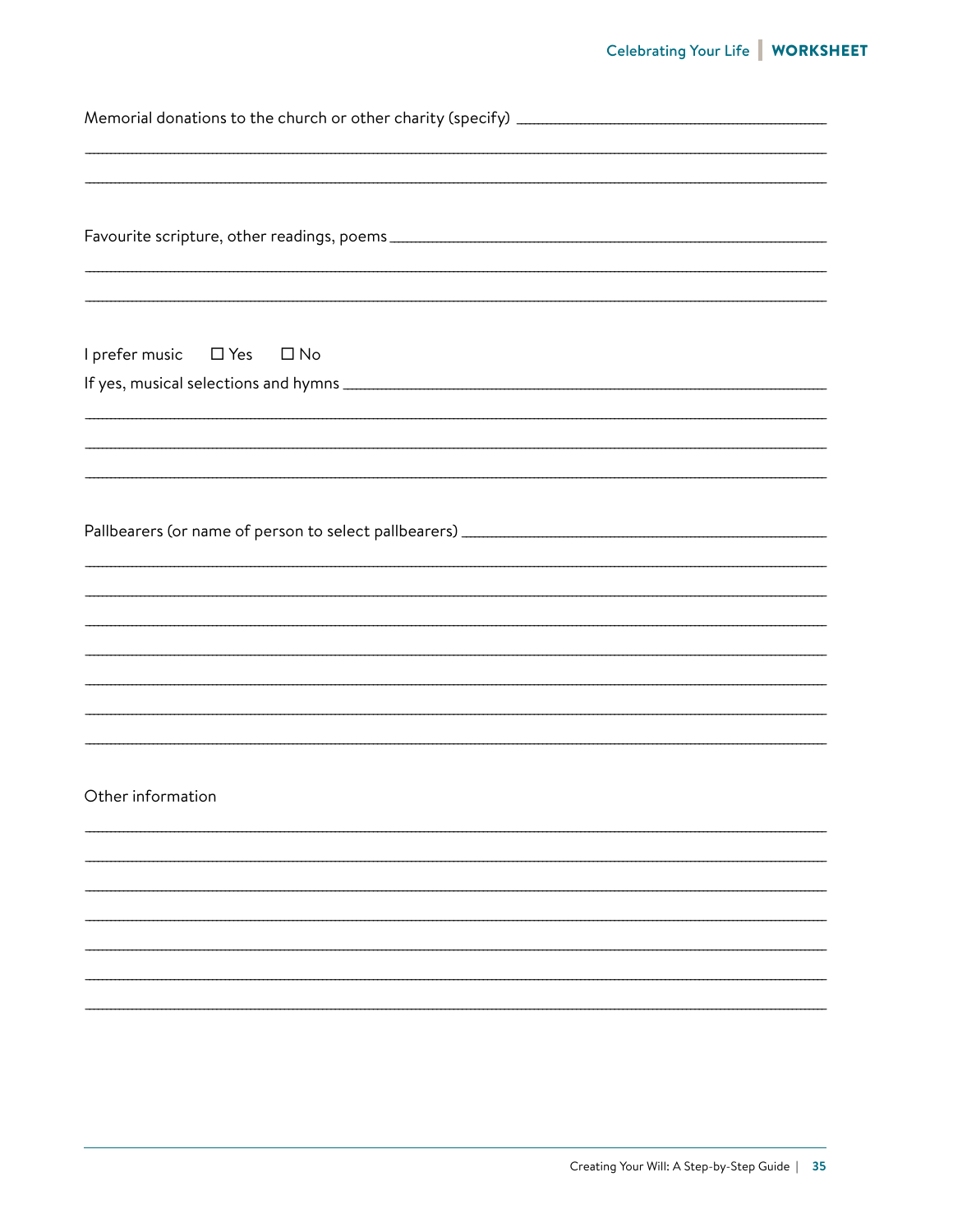Memorial donations to the church or other charity (specify) ____________________

____________________

____________________

Favourite scripture, other readings, poems ____________________

____________________

____________________

I prefer music ☐ Yes ☐ No

If yes, musical selections and hymns ____________________

____________________

____________________

____________________

Pallbearers (or name of person to select pallbearers) ____________________

____________________

____________________

____________________

____________________

____________________

____________________

____________________

Other information

____________________

____________________

____________________

____________________

____________________

____________________

____________________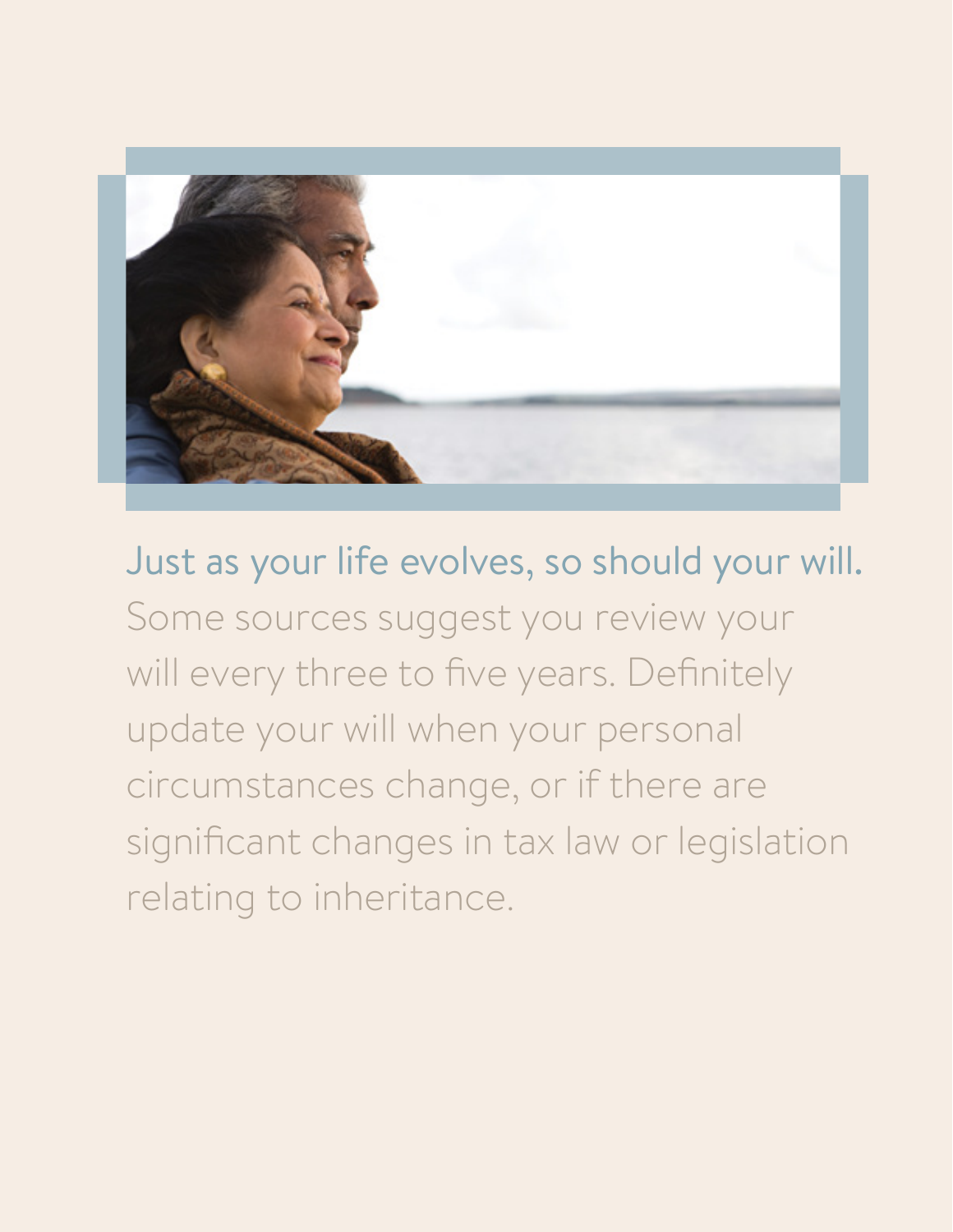## Just as your life evolves, so should your will.

Some sources suggest you review your will every three to five years. Definitely update your will when your personal circumstances change, or if there are significant changes in tax law or legislation relating to inheritance.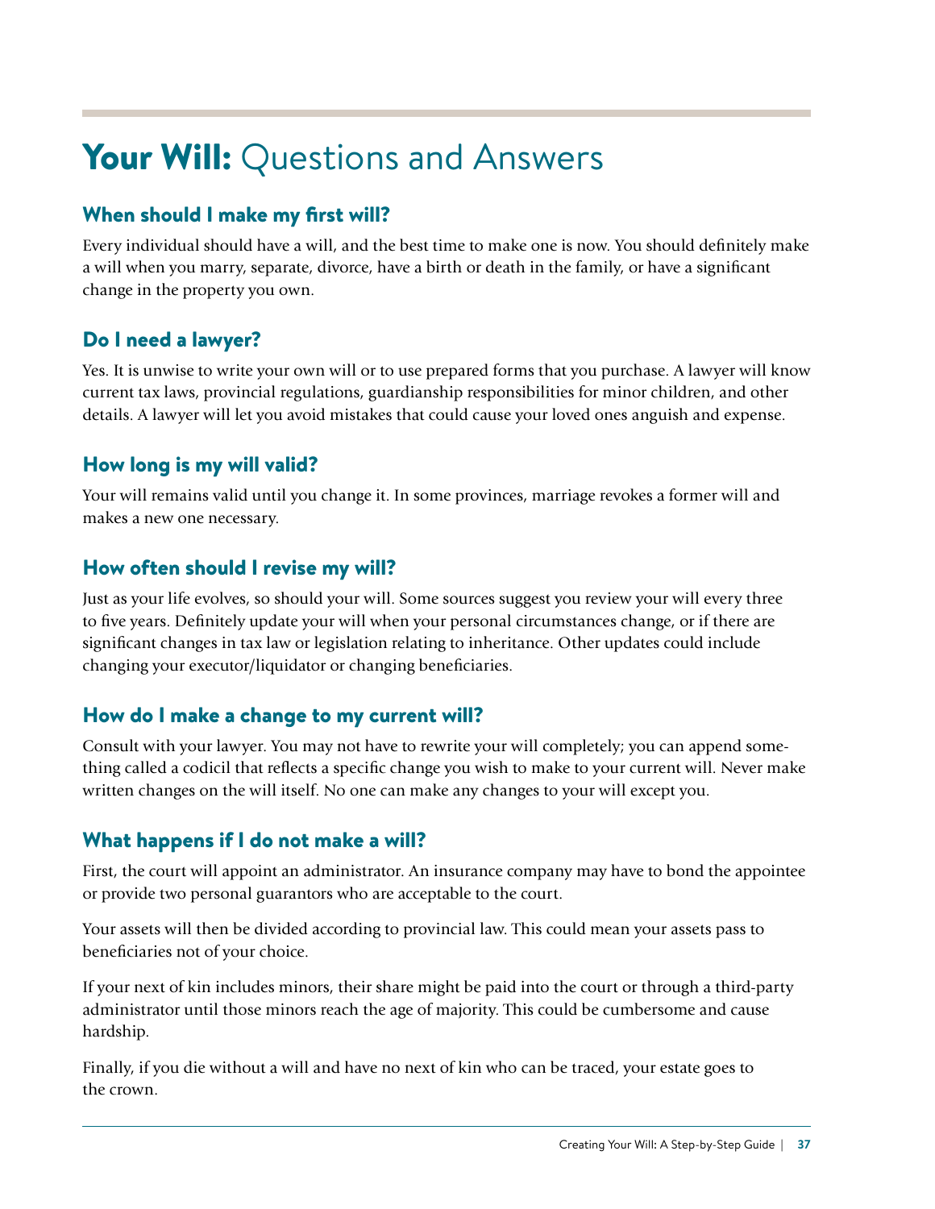# **Your Will:** Questions and Answers

## When should I make my first will?

Every individual should have a will, and the best time to make one is now. You should definitely make a will when you marry, separate, divorce, have a birth or death in the family, or have a significant change in the property you own.

## Do I need a lawyer?

Yes. It is unwise to write your own will or to use prepared forms that you purchase. A lawyer will know current tax laws, provincial regulations, guardianship responsibilities for minor children, and other details. A lawyer will let you avoid mistakes that could cause your loved ones anguish and expense.

## How long is my will valid?

Your will remains valid until you change it. In some provinces, marriage revokes a former will and makes a new one necessary.

## How often should I revise my will?

Just as your life evolves, so should your will. Some sources suggest you review your will every three to five years. Definitely update your will when your personal circumstances change, or if there are significant changes in tax law or legislation relating to inheritance. Other updates could include changing your executor/liquidator or changing beneficiaries.

## How do I make a change to my current will?

Consult with your lawyer. You may not have to rewrite your will completely; you can append something called a codicil that reflects a specific change you wish to make to your current will. Never make written changes on the will itself. No one can make any changes to your will except you.

## What happens if I do not make a will?

First, the court will appoint an administrator. An insurance company may have to bond the appointee or provide two personal guarantors who are acceptable to the court.

Your assets will then be divided according to provincial law. This could mean your assets pass to beneficiaries not of your choice.

If your next of kin includes minors, their share might be paid into the court or through a third-party administrator until those minors reach the age of majority. This could be cumbersome and cause hardship.

Finally, if you die without a will and have no next of kin who can be traced, your estate goes to the crown.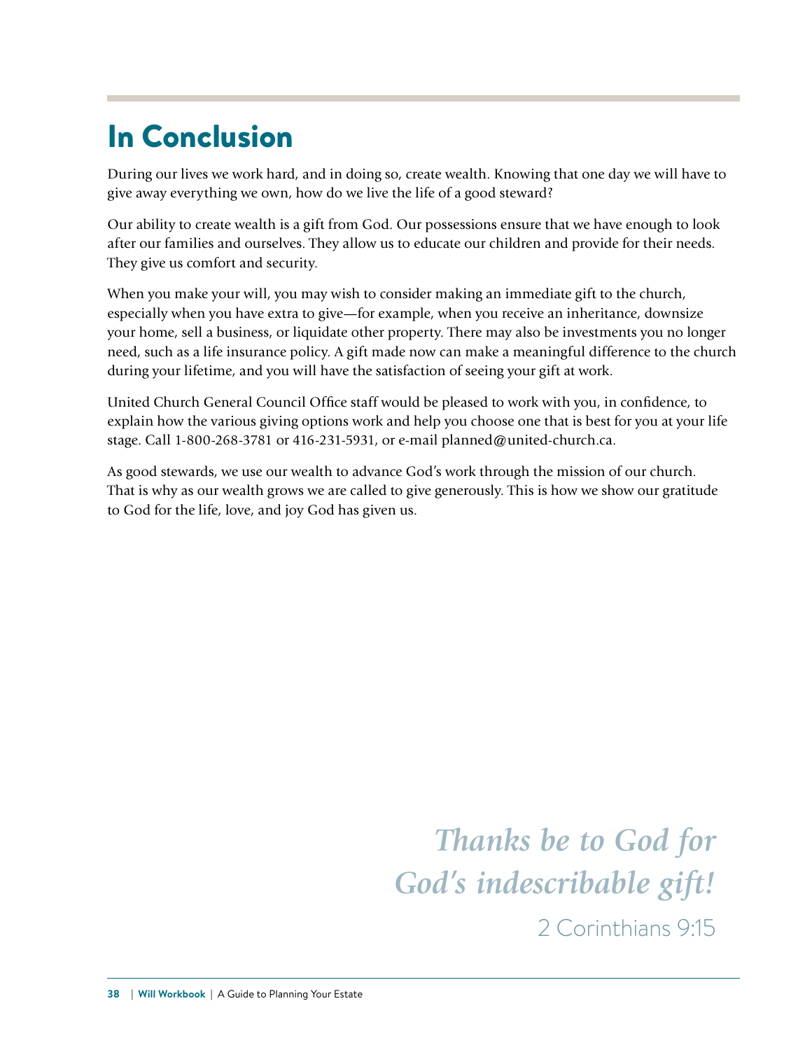# In Conclusion

During our lives we work hard, and in doing so, create wealth. Knowing that one day we will have to give away everything we own, how do we live the life of a good steward?

Our ability to create wealth is a gift from God. Our possessions ensure that we have enough to look after our families and ourselves. They allow us to educate our children and provide for their needs. They give us comfort and security.

When you make your will, you may wish to consider making an immediate gift to the church, especially when you have extra to give—for example, when you receive an inheritance, downsize your home, sell a business, or liquidate other property. There may also be investments you no longer need, such as a life insurance policy. A gift made now can make a meaningful difference to the church during your lifetime, and you will have the satisfaction of seeing your gift at work.

United Church General Council Office staff would be pleased to work with you, in confidence, to explain how the various giving options work and help you choose one that is best for you at your life stage. Call 1-800-268-3781 or 416-231-5931, or e-mail planned@united-church.ca.

As good stewards, we use our wealth to advance God's work through the mission of our church. That is why as our wealth grows we are called to give generously. This is how we show our gratitude to God for the life, love, and joy God has given us.

*Thanks be to God for God's indescribable gift!*

2 Corinthians 9:15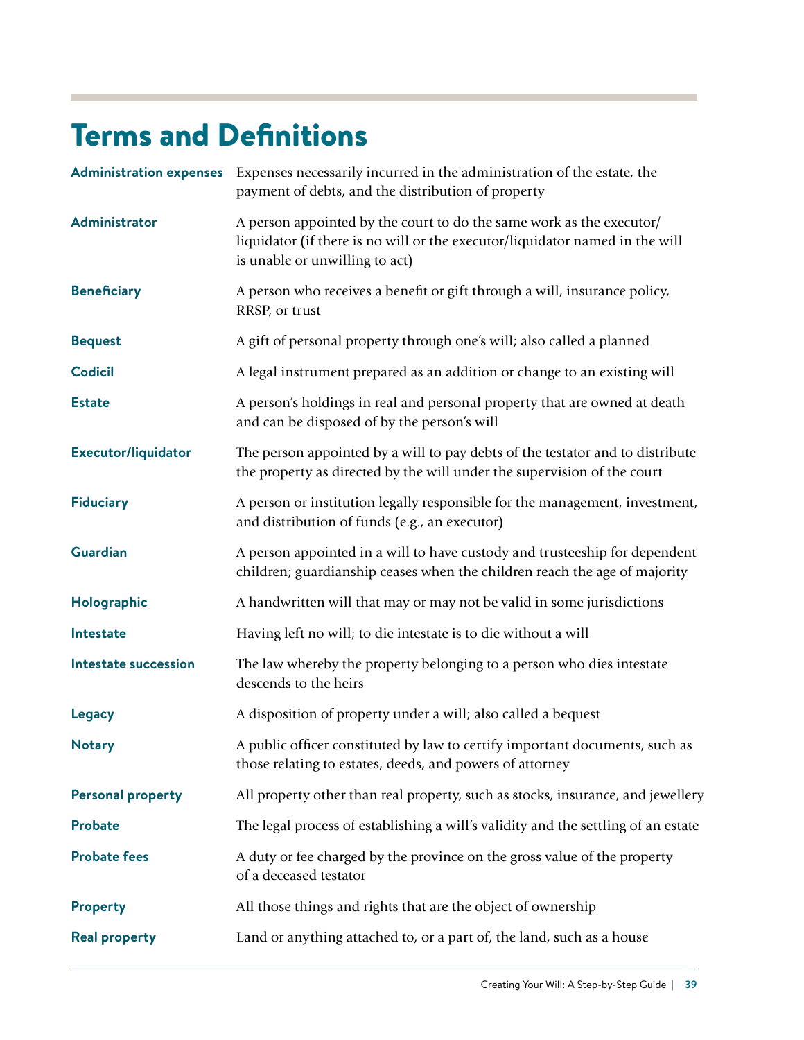# Terms and Definitions

| | |
|---|---|
| **Administration expenses** | Expenses necessarily incurred in the administration of the estate, the payment of debts, and the distribution of property |
| **Administrator** | A person appointed by the court to do the same work as the executor/liquidator (if there is no will or the executor/liquidator named in the will is unable or unwilling to act) |
| **Beneficiary** | A person who receives a benefit or gift through a will, insurance policy, RRSP, or trust |
| **Bequest** | A gift of personal property through one's will; also called a planned |
| **Codicil** | A legal instrument prepared as an addition or change to an existing will |
| **Estate** | A person's holdings in real and personal property that are owned at death and can be disposed of by the person's will |
| **Executor/liquidator** | The person appointed by a will to pay debts of the testator and to distribute the property as directed by the will under the supervision of the court |
| **Fiduciary** | A person or institution legally responsible for the management, investment, and distribution of funds (e.g., an executor) |
| **Guardian** | A person appointed in a will to have custody and trusteeship for dependent children; guardianship ceases when the children reach the age of majority |
| **Holographic** | A handwritten will that may or may not be valid in some jurisdictions |
| **Intestate** | Having left no will; to die intestate is to die without a will |
| **Intestate succession** | The law whereby the property belonging to a person who dies intestate descends to the heirs |
| **Legacy** | A disposition of property under a will; also called a bequest |
| **Notary** | A public officer constituted by law to certify important documents, such as those relating to estates, deeds, and powers of attorney |
| **Personal property** | All property other than real property, such as stocks, insurance, and jewellery |
| **Probate** | The legal process of establishing a will's validity and the settling of an estate |
| **Probate fees** | A duty or fee charged by the province on the gross value of the property of a deceased testator |
| **Property** | All those things and rights that are the object of ownership |
| **Real property** | Land or anything attached to, or a part of, the land, such as a house |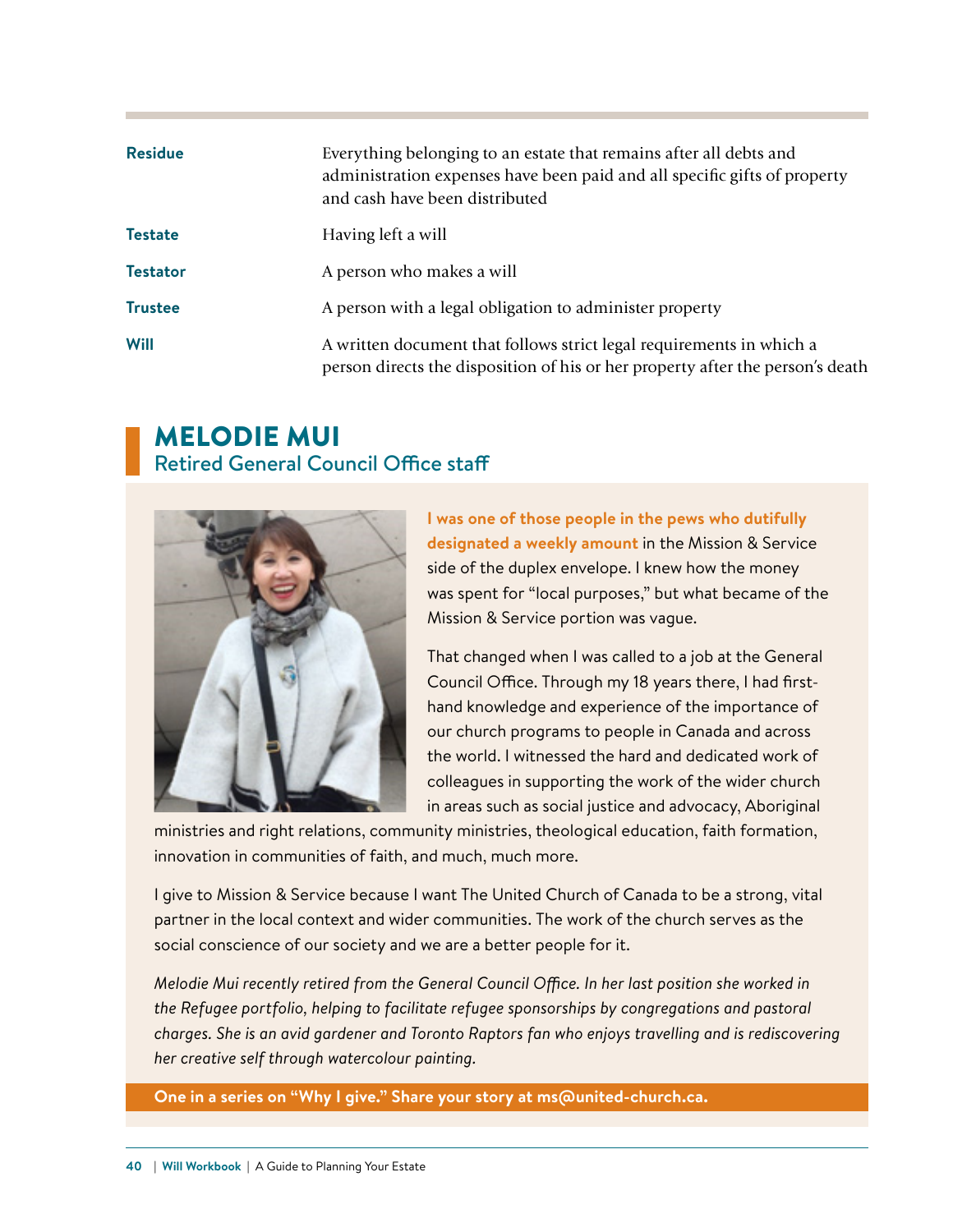| | |
|---|---|
| **Residue** | Everything belonging to an estate that remains after all debts and administration expenses have been paid and all specific gifts of property and cash have been distributed |
| **Testate** | Having left a will |
| **Testator** | A person who makes a will |
| **Trustee** | A person with a legal obligation to administer property |
| **Will** | A written document that follows strict legal requirements in which a person directs the disposition of his or her property after the person's death |

## MELODIE MUI

### Retired General Council Office staff

**I was one of those people in the pews who dutifully designated a weekly amount** in the Mission & Service side of the duplex envelope. I knew how the money was spent for "local purposes," but what became of the Mission & Service portion was vague.

That changed when I was called to a job at the General Council Office. Through my 18 years there, I had first-hand knowledge and experience of the importance of our church programs to people in Canada and across the world. I witnessed the hard and dedicated work of colleagues in supporting the work of the wider church in areas such as social justice and advocacy, Aboriginal ministries and right relations, community ministries, theological education, faith formation, innovation in communities of faith, and much, much more.

I give to Mission & Service because I want The United Church of Canada to be a strong, vital partner in the local context and wider communities. The work of the church serves as the social conscience of our society and we are a better people for it.

*Melodie Mui recently retired from the General Council Office. In her last position she worked in the Refugee portfolio, helping to facilitate refugee sponsorships by congregations and pastoral charges. She is an avid gardener and Toronto Raptors fan who enjoys travelling and is rediscovering her creative self through watercolour painting.*

**One in a series on "Why I give." Share your story at ms@united-church.ca.**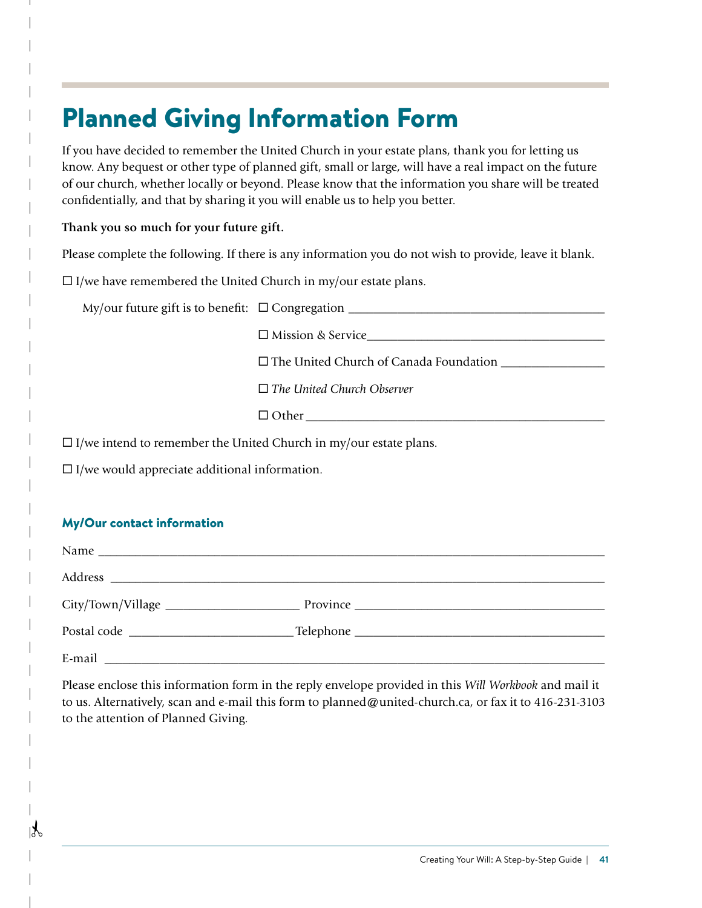# Planned Giving Information Form

If you have decided to remember the United Church in your estate plans, thank you for letting us know. Any bequest or other type of planned gift, small or large, will have a real impact on the future of our church, whether locally or beyond. Please know that the information you share will be treated confidentially, and that by sharing it you will enable us to help you better.

**Thank you so much for your future gift.**

Please complete the following. If there is any information you do not wish to provide, leave it blank.

☐ I/we have remembered the United Church in my/our estate plans.

My/our future gift is to benefit:

- ☐ Congregation ________________________________________
- ☐ Mission & Service____________________________________
- ☐ The United Church of Canada Foundation ________________
- ☐ *The United Church Observer*
- ☐ Other _______________________________________________

☐ I/we intend to remember the United Church in my/our estate plans.

☐ I/we would appreciate additional information.

### My/Our contact information

Name ______________________________________________________________________

Address ____________________________________________________________________

City/Town/Village _____________________ Province ______________________________

Postal code _________________________ Telephone ______________________________

E-mail ______________________________________________________________________

Please enclose this information form in the reply envelope provided in this *Will Workbook* and mail it to us. Alternatively, scan and e-mail this form to planned@united-church.ca, or fax it to 416-231-3103 to the attention of Planned Giving.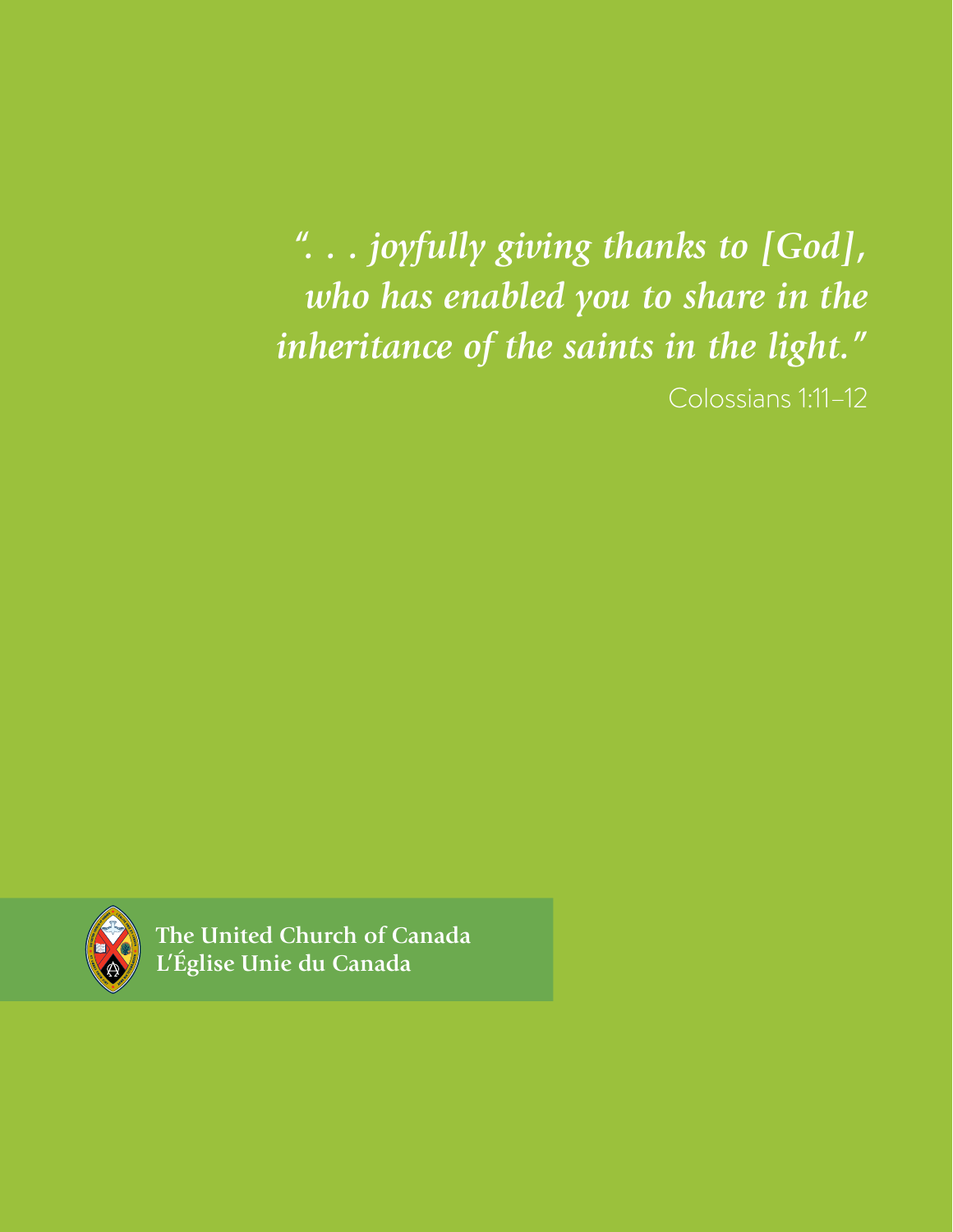*". . . joyfully giving thanks to [God], who has enabled you to share in the inheritance of the saints in the light."*

Colossians 1:11–12

**The United Church of Canada**
**L'Église Unie du Canada**